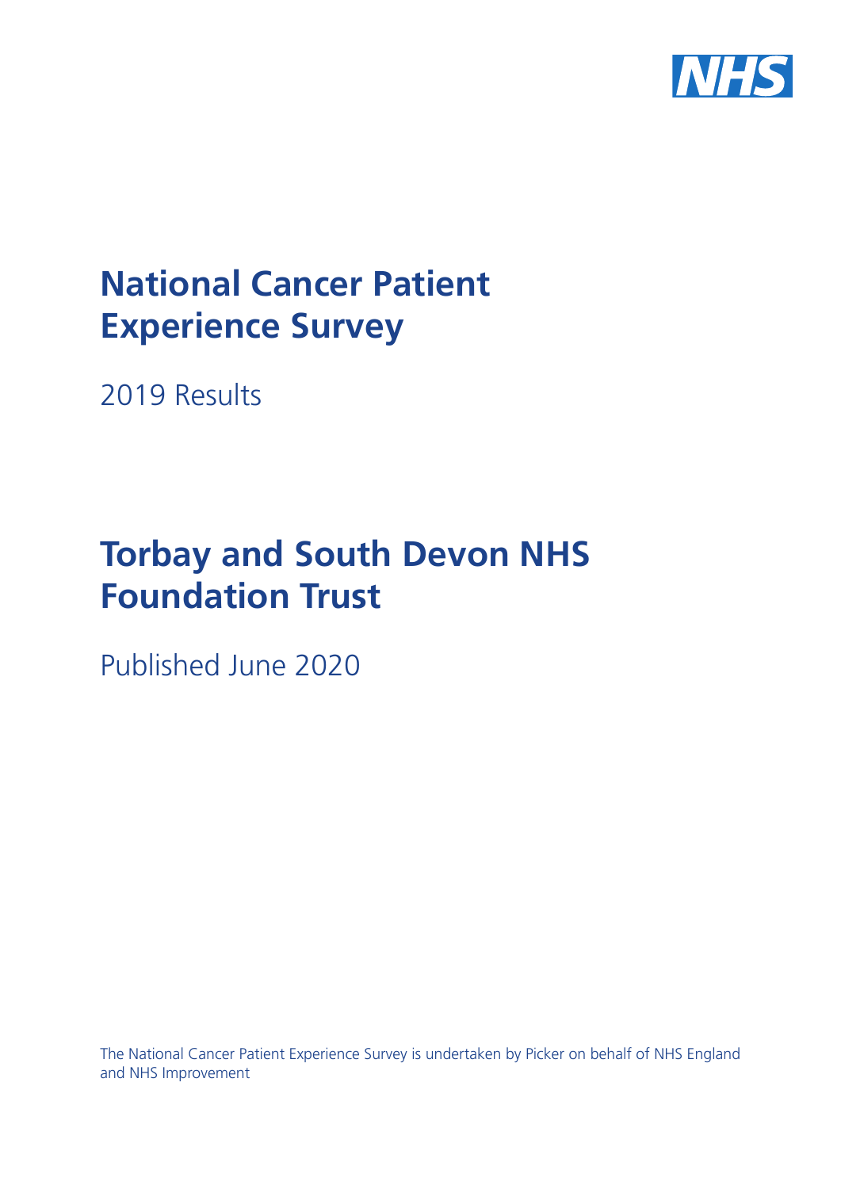# National Cancer Patient Experience Survey

2019 Results

# Torbay and South Devon NHS Foundation Trust

Published June 2020

The National Cancer Patient Experience Survey is undertaken by Picker on behalf of NHS England and NHS Improvement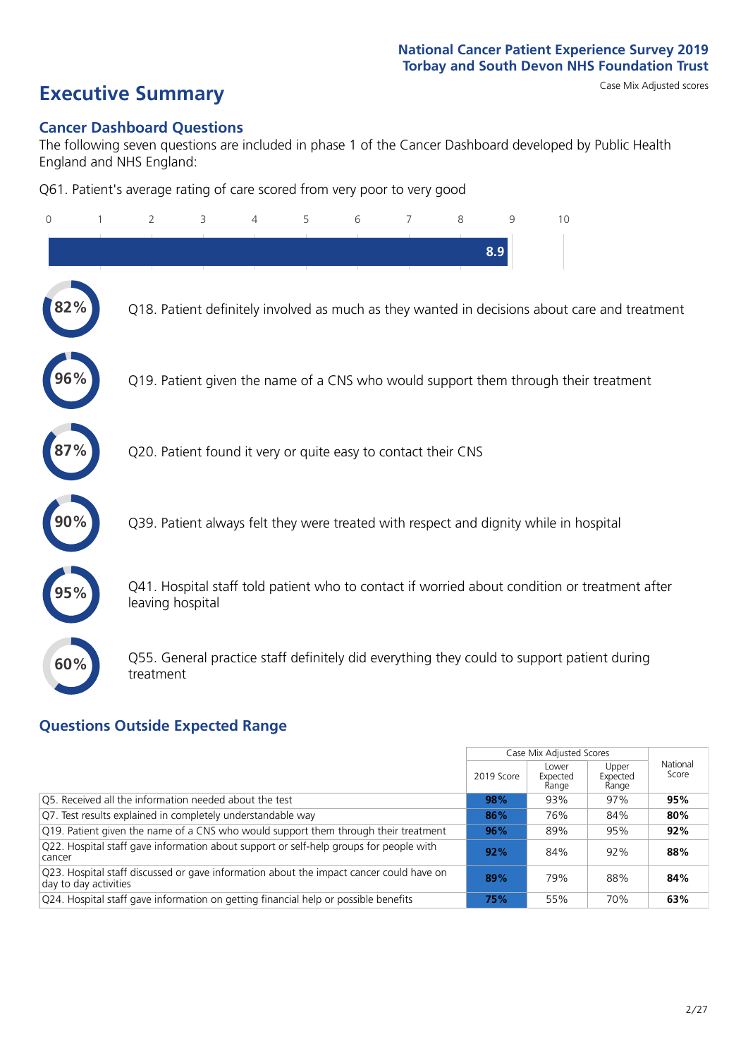National Cancer Patient Experience Survey 2019
Torbay and South Devon NHS Foundation Trust

# Executive Summary

Case Mix Adjusted scores

## Cancer Dashboard Questions

The following seven questions are included in phase 1 of the Cancer Dashboard developed by Public Health England and NHS England:

Q61. Patient's average rating of care scored from very poor to very good

0 1 2 3 4 5 6 7 8 9 10

8.9

82% Q18. Patient definitely involved as much as they wanted in decisions about care and treatment

96% Q19. Patient given the name of a CNS who would support them through their treatment

87% Q20. Patient found it very or quite easy to contact their CNS

90% Q39. Patient always felt they were treated with respect and dignity while in hospital

95% Q41. Hospital staff told patient who to contact if worried about condition or treatment after leaving hospital

60% Q55. General practice staff definitely did everything they could to support patient during treatment

## Questions Outside Expected Range

| | Case Mix Adjusted Scores | | | National Score |
|---|---|---|---|---|
| | 2019 Score | Lower Expected Range | Upper Expected Range | |
| Q5. Received all the information needed about the test | **98%** | 93% | 97% | **95%** |
| Q7. Test results explained in completely understandable way | **86%** | 76% | 84% | **80%** |
| Q19. Patient given the name of a CNS who would support them through their treatment | **96%** | 89% | 95% | **92%** |
| Q22. Hospital staff gave information about support or self-help groups for people with cancer | **92%** | 84% | 92% | **88%** |
| Q23. Hospital staff discussed or gave information about the impact cancer could have on day to day activities | **89%** | 79% | 88% | **84%** |
| Q24. Hospital staff gave information on getting financial help or possible benefits | **75%** | 55% | 70% | **63%** |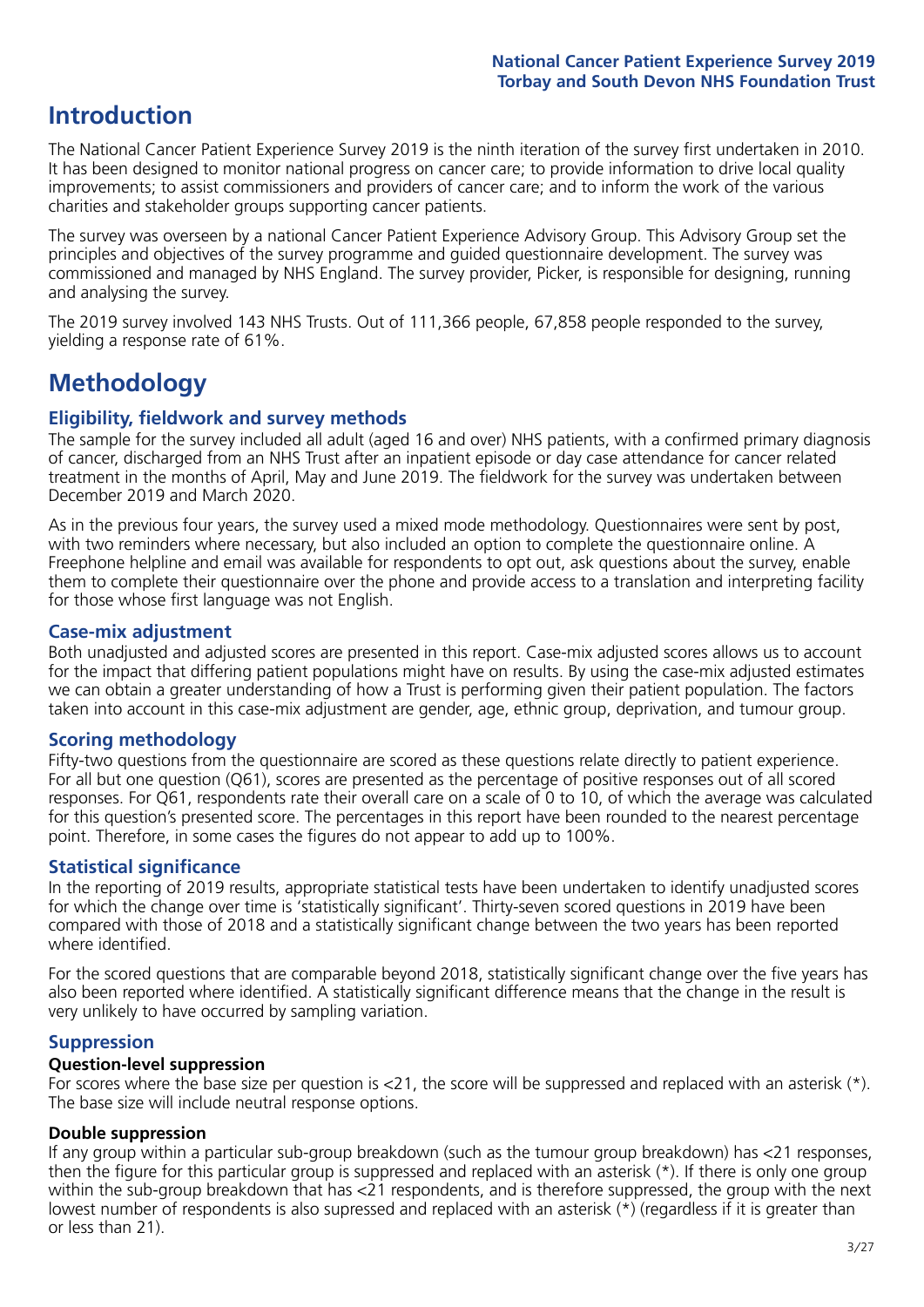# Introduction

The National Cancer Patient Experience Survey 2019 is the ninth iteration of the survey first undertaken in 2010. It has been designed to monitor national progress on cancer care; to provide information to drive local quality improvements; to assist commissioners and providers of cancer care; and to inform the work of the various charities and stakeholder groups supporting cancer patients.

The survey was overseen by a national Cancer Patient Experience Advisory Group. This Advisory Group set the principles and objectives of the survey programme and guided questionnaire development. The survey was commissioned and managed by NHS England. The survey provider, Picker, is responsible for designing, running and analysing the survey.

The 2019 survey involved 143 NHS Trusts. Out of 111,366 people, 67,858 people responded to the survey, yielding a response rate of 61%.

# Methodology

## Eligibility, fieldwork and survey methods

The sample for the survey included all adult (aged 16 and over) NHS patients, with a confirmed primary diagnosis of cancer, discharged from an NHS Trust after an inpatient episode or day case attendance for cancer related treatment in the months of April, May and June 2019. The fieldwork for the survey was undertaken between December 2019 and March 2020.

As in the previous four years, the survey used a mixed mode methodology. Questionnaires were sent by post, with two reminders where necessary, but also included an option to complete the questionnaire online. A Freephone helpline and email was available for respondents to opt out, ask questions about the survey, enable them to complete their questionnaire over the phone and provide access to a translation and interpreting facility for those whose first language was not English.

## Case-mix adjustment

Both unadjusted and adjusted scores are presented in this report. Case-mix adjusted scores allows us to account for the impact that differing patient populations might have on results. By using the case-mix adjusted estimates we can obtain a greater understanding of how a Trust is performing given their patient population. The factors taken into account in this case-mix adjustment are gender, age, ethnic group, deprivation, and tumour group.

## Scoring methodology

Fifty-two questions from the questionnaire are scored as these questions relate directly to patient experience. For all but one question (Q61), scores are presented as the percentage of positive responses out of all scored responses. For Q61, respondents rate their overall care on a scale of 0 to 10, of which the average was calculated for this question's presented score. The percentages in this report have been rounded to the nearest percentage point. Therefore, in some cases the figures do not appear to add up to 100%.

## Statistical significance

In the reporting of 2019 results, appropriate statistical tests have been undertaken to identify unadjusted scores for which the change over time is 'statistically significant'. Thirty-seven scored questions in 2019 have been compared with those of 2018 and a statistically significant change between the two years has been reported where identified.

For the scored questions that are comparable beyond 2018, statistically significant change over the five years has also been reported where identified. A statistically significant difference means that the change in the result is very unlikely to have occurred by sampling variation.

## Suppression

### Question-level suppression

For scores where the base size per question is <21, the score will be suppressed and replaced with an asterisk (*). The base size will include neutral response options.

### Double suppression

If any group within a particular sub-group breakdown (such as the tumour group breakdown) has <21 responses, then the figure for this particular group is suppressed and replaced with an asterisk (*). If there is only one group within the sub-group breakdown that has <21 respondents, and is therefore suppressed, the group with the next lowest number of respondents is also supressed and replaced with an asterisk (*) (regardless if it is greater than or less than 21).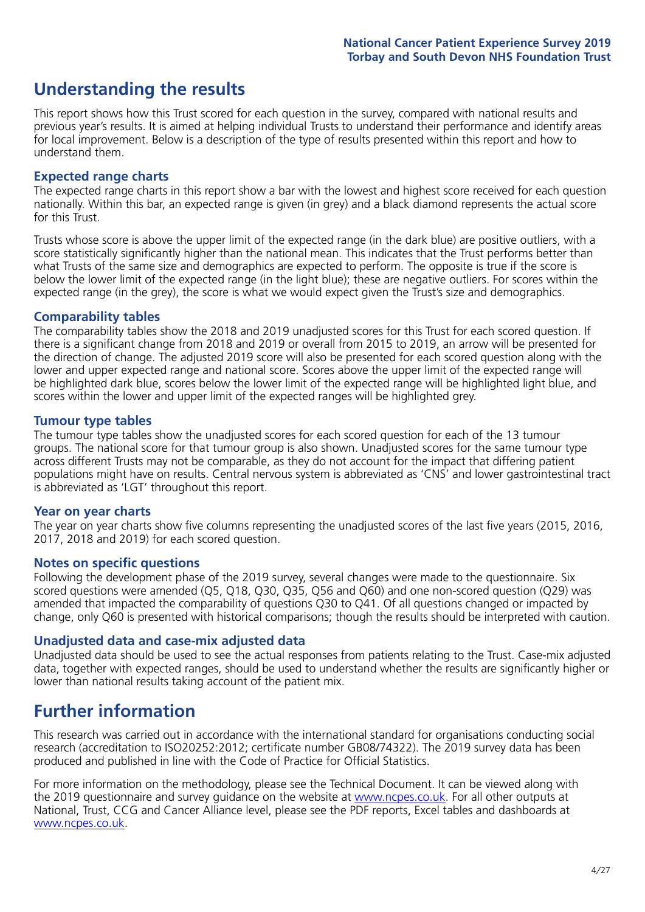# Understanding the results

This report shows how this Trust scored for each question in the survey, compared with national results and previous year's results. It is aimed at helping individual Trusts to understand their performance and identify areas for local improvement. Below is a description of the type of results presented within this report and how to understand them.

### Expected range charts

The expected range charts in this report show a bar with the lowest and highest score received for each question nationally. Within this bar, an expected range is given (in grey) and a black diamond represents the actual score for this Trust.

Trusts whose score is above the upper limit of the expected range (in the dark blue) are positive outliers, with a score statistically significantly higher than the national mean. This indicates that the Trust performs better than what Trusts of the same size and demographics are expected to perform. The opposite is true if the score is below the lower limit of the expected range (in the light blue); these are negative outliers. For scores within the expected range (in the grey), the score is what we would expect given the Trust's size and demographics.

### Comparability tables

The comparability tables show the 2018 and 2019 unadjusted scores for this Trust for each scored question. If there is a significant change from 2018 and 2019 or overall from 2015 to 2019, an arrow will be presented for the direction of change. The adjusted 2019 score will also be presented for each scored question along with the lower and upper expected range and national score. Scores above the upper limit of the expected range will be highlighted dark blue, scores below the lower limit of the expected range will be highlighted light blue, and scores within the lower and upper limit of the expected ranges will be highlighted grey.

### Tumour type tables

The tumour type tables show the unadjusted scores for each scored question for each of the 13 tumour groups. The national score for that tumour group is also shown. Unadjusted scores for the same tumour type across different Trusts may not be comparable, as they do not account for the impact that differing patient populations might have on results. Central nervous system is abbreviated as 'CNS' and lower gastrointestinal tract is abbreviated as 'LGT' throughout this report.

### Year on year charts

The year on year charts show five columns representing the unadjusted scores of the last five years (2015, 2016, 2017, 2018 and 2019) for each scored question.

### Notes on specific questions

Following the development phase of the 2019 survey, several changes were made to the questionnaire. Six scored questions were amended (Q5, Q18, Q30, Q35, Q56 and Q60) and one non-scored question (Q29) was amended that impacted the comparability of questions Q30 to Q41. Of all questions changed or impacted by change, only Q60 is presented with historical comparisons; though the results should be interpreted with caution.

### Unadjusted data and case-mix adjusted data

Unadjusted data should be used to see the actual responses from patients relating to the Trust. Case-mix adjusted data, together with expected ranges, should be used to understand whether the results are significantly higher or lower than national results taking account of the patient mix.

# Further information

This research was carried out in accordance with the international standard for organisations conducting social research (accreditation to ISO20252:2012; certificate number GB08/74322). The 2019 survey data has been produced and published in line with the Code of Practice for Official Statistics.

For more information on the methodology, please see the Technical Document. It can be viewed along with the 2019 questionnaire and survey guidance on the website at www.ncpes.co.uk. For all other outputs at National, Trust, CCG and Cancer Alliance level, please see the PDF reports, Excel tables and dashboards at www.ncpes.co.uk.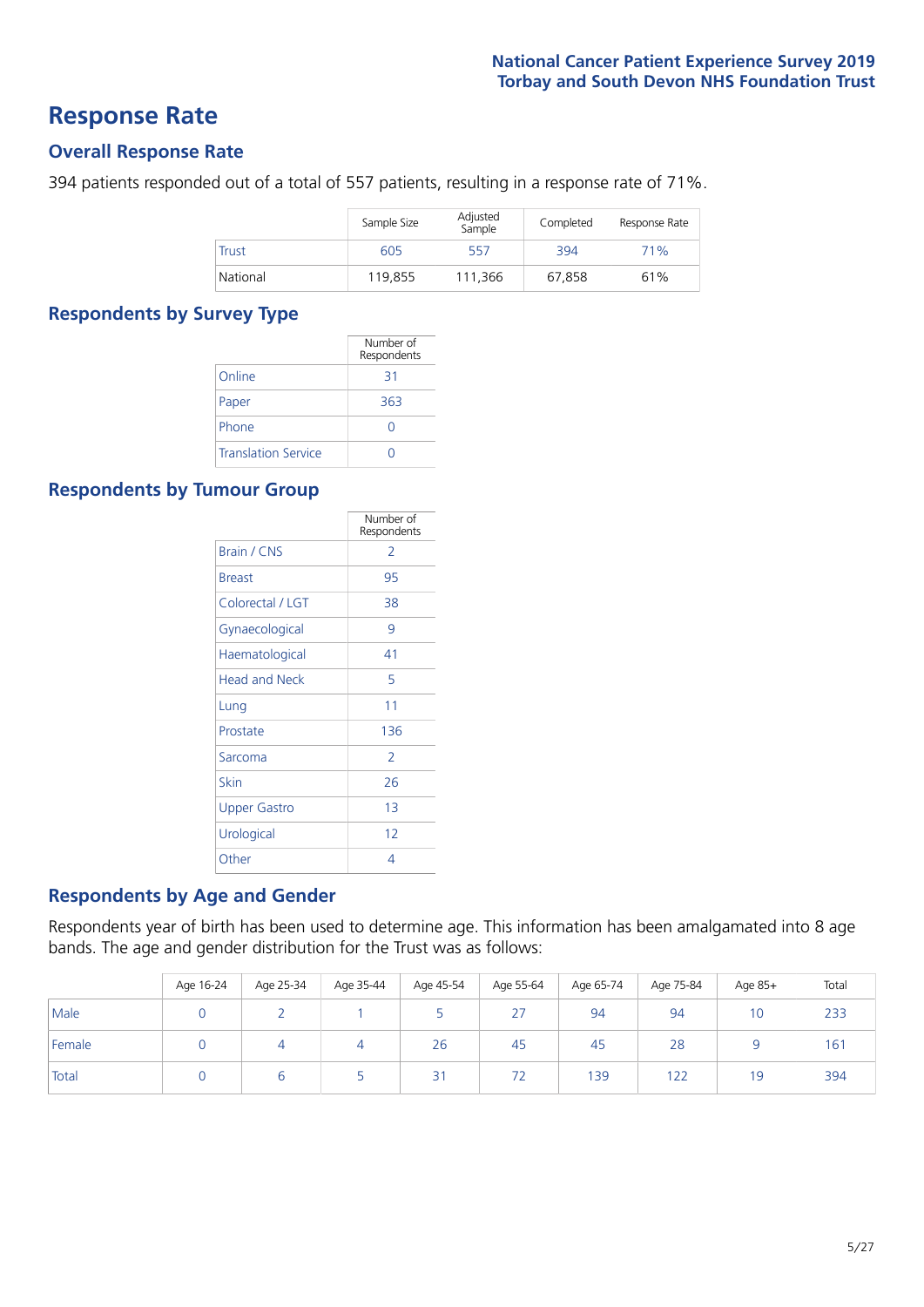# Response Rate

## Overall Response Rate

394 patients responded out of a total of 557 patients, resulting in a response rate of 71%.

| | Sample Size | Adjusted Sample | Completed | Response Rate |
|---|---|---|---|---|
| Trust | 605 | 557 | 394 | 71% |
| National | 119,855 | 111,366 | 67,858 | 61% |

## Respondents by Survey Type

| | Number of Respondents |
|---|---|
| Online | 31 |
| Paper | 363 |
| Phone | 0 |
| Translation Service | 0 |

## Respondents by Tumour Group

| | Number of Respondents |
|---|---|
| Brain / CNS | 2 |
| Breast | 95 |
| Colorectal / LGT | 38 |
| Gynaecological | 9 |
| Haematological | 41 |
| Head and Neck | 5 |
| Lung | 11 |
| Prostate | 136 |
| Sarcoma | 2 |
| Skin | 26 |
| Upper Gastro | 13 |
| Urological | 12 |
| Other | 4 |

## Respondents by Age and Gender

Respondents year of birth has been used to determine age. This information has been amalgamated into 8 age bands. The age and gender distribution for the Trust was as follows:

| | Age 16-24 | Age 25-34 | Age 35-44 | Age 45-54 | Age 55-64 | Age 65-74 | Age 75-84 | Age 85+ | Total |
|---|---|---|---|---|---|---|---|---|---|
| Male | 0 | 2 | 1 | 5 | 27 | 94 | 94 | 10 | 233 |
| Female | 0 | 4 | 4 | 26 | 45 | 45 | 28 | 9 | 161 |
| Total | 0 | 6 | 5 | 31 | 72 | 139 | 122 | 19 | 394 |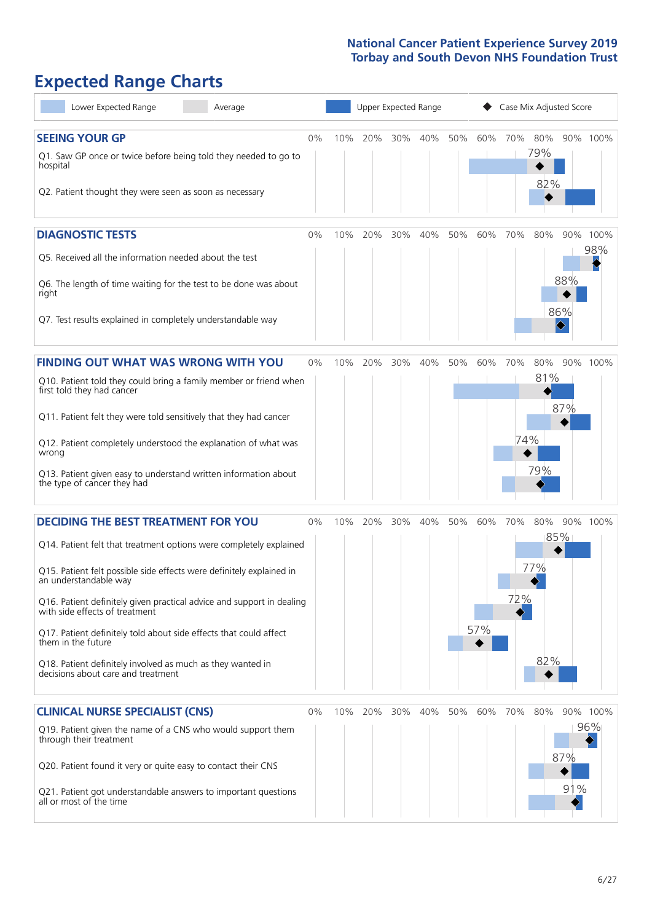# Expected Range Charts

Lower Expected Range | Average | Upper Expected Range | Case Mix Adjusted Score

## SEEING YOUR GP

| Question | Case Mix Adjusted Score |
|---|---|
| Q1. Saw GP once or twice before being told they needed to go to hospital | 79% |
| Q2. Patient thought they were seen as soon as necessary | 82% |

## DIAGNOSTIC TESTS

| Question | Case Mix Adjusted Score |
|---|---|
| Q5. Received all the information needed about the test | 98% |
| Q6. The length of time waiting for the test to be done was about right | 88% |
| Q7. Test results explained in completely understandable way | 86% |

## FINDING OUT WHAT WAS WRONG WITH YOU

| Question | Case Mix Adjusted Score |
|---|---|
| Q10. Patient told they could bring a family member or friend when first told they had cancer | 81% |
| Q11. Patient felt they were told sensitively that they had cancer | 87% |
| Q12. Patient completely understood the explanation of what was wrong | 74% |
| Q13. Patient given easy to understand written information about the type of cancer they had | 79% |

## DECIDING THE BEST TREATMENT FOR YOU

| Question | Case Mix Adjusted Score |
|---|---|
| Q14. Patient felt that treatment options were completely explained | 85% |
| Q15. Patient felt possible side effects were definitely explained in an understandable way | 77% |
| Q16. Patient definitely given practical advice and support in dealing with side effects of treatment | 72% |
| Q17. Patient definitely told about side effects that could affect them in the future | 57% |
| Q18. Patient definitely involved as much as they wanted in decisions about care and treatment | 82% |

## CLINICAL NURSE SPECIALIST (CNS)

| Question | Case Mix Adjusted Score |
|---|---|
| Q19. Patient given the name of a CNS who would support them through their treatment | 96% |
| Q20. Patient found it very or quite easy to contact their CNS | 87% |
| Q21. Patient got understandable answers to important questions all or most of the time | 91% |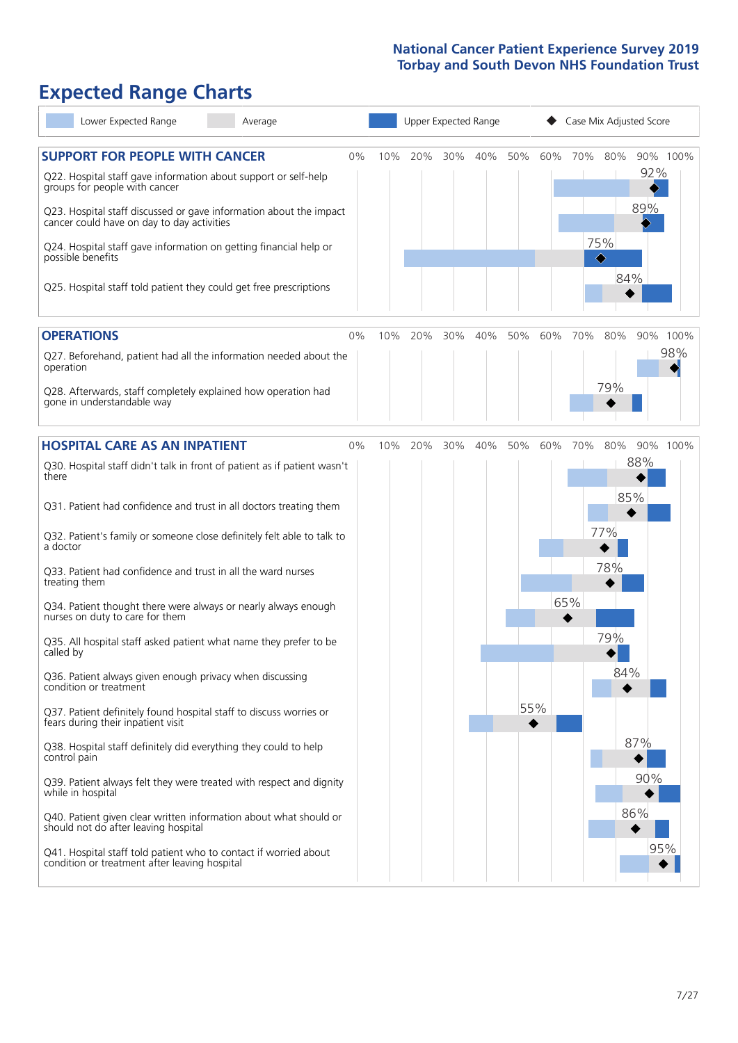National Cancer Patient Experience Survey 2019
Torbay and South Devon NHS Foundation Trust

# Expected Range Charts

Lower Expected Range | Average | Upper Expected Range | Case Mix Adjusted Score

## SUPPORT FOR PEOPLE WITH CANCER

| Question | Case Mix Adjusted Score |
|---|---|
| Q22. Hospital staff gave information about support or self-help groups for people with cancer | 92% |
| Q23. Hospital staff discussed or gave information about the impact cancer could have on day to day activities | 89% |
| Q24. Hospital staff gave information on getting financial help or possible benefits | 75% |
| Q25. Hospital staff told patient they could get free prescriptions | 84% |

## OPERATIONS

| Question | Case Mix Adjusted Score |
|---|---|
| Q27. Beforehand, patient had all the information needed about the operation | 98% |
| Q28. Afterwards, staff completely explained how operation had gone in understandable way | 79% |

## HOSPITAL CARE AS AN INPATIENT

| Question | Case Mix Adjusted Score |
|---|---|
| Q30. Hospital staff didn't talk in front of patient as if patient wasn't there | 88% |
| Q31. Patient had confidence and trust in all doctors treating them | 85% |
| Q32. Patient's family or someone close definitely felt able to talk to a doctor | 77% |
| Q33. Patient had confidence and trust in all the ward nurses treating them | 78% |
| Q34. Patient thought there were always or nearly always enough nurses on duty to care for them | 65% |
| Q35. All hospital staff asked patient what name they prefer to be called by | 79% |
| Q36. Patient always given enough privacy when discussing condition or treatment | 84% |
| Q37. Patient definitely found hospital staff to discuss worries or fears during their inpatient visit | 55% |
| Q38. Hospital staff definitely did everything they could to help control pain | 87% |
| Q39. Patient always felt they were treated with respect and dignity while in hospital | 90% |
| Q40. Patient given clear written information about what should or should not do after leaving hospital | 86% |
| Q41. Hospital staff told patient who to contact if worried about condition or treatment after leaving hospital | 95% |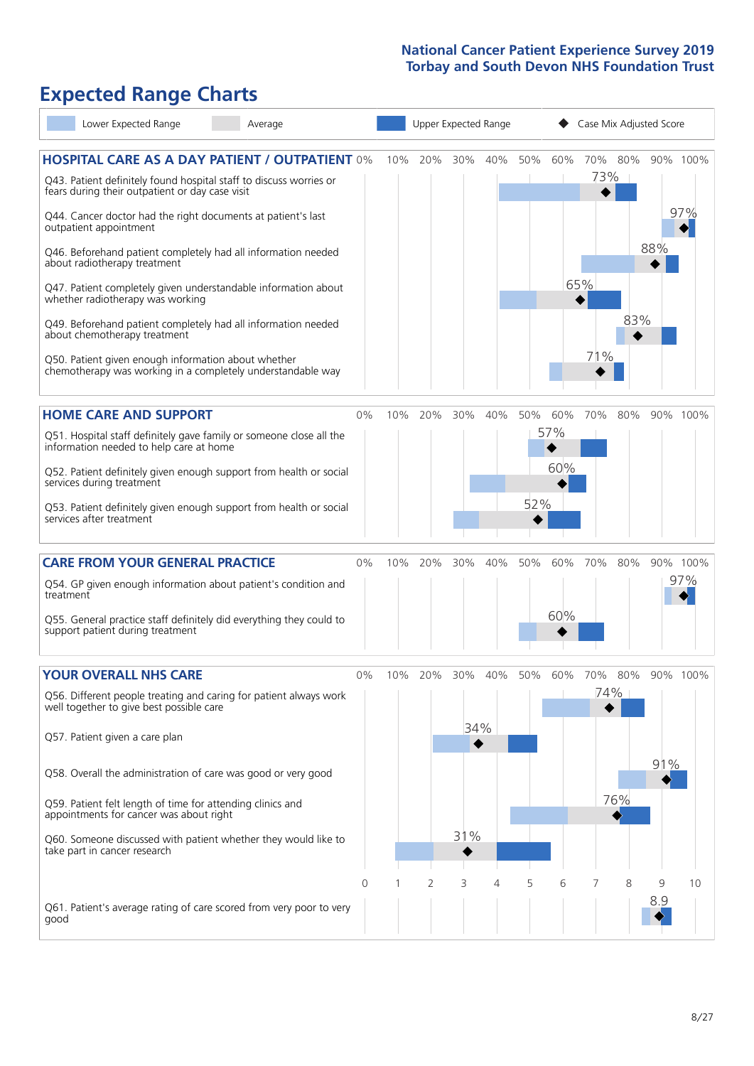# Expected Range Charts

Lower Expected Range | Average | Upper Expected Range | Case Mix Adjusted Score

## HOSPITAL CARE AS A DAY PATIENT / OUTPATIENT

| Question | Case Mix Adjusted Score |
|---|---|
| Q43. Patient definitely found hospital staff to discuss worries or fears during their outpatient or day case visit | 73% |
| Q44. Cancer doctor had the right documents at patient's last outpatient appointment | 97% |
| Q46. Beforehand patient completely had all information needed about radiotherapy treatment | 88% |
| Q47. Patient completely given understandable information about whether radiotherapy treatment was working | 65% |
| Q49. Beforehand patient completely had all information needed about chemotherapy treatment | 83% |
| Q50. Patient given enough information about whether chemotherapy was working in a completely understandable way | 71% |

## HOME CARE AND SUPPORT

| Question | Case Mix Adjusted Score |
|---|---|
| Q51. Hospital staff definitely gave family or someone close all the information needed to help care at home | 57% |
| Q52. Patient definitely given enough support from health or social services during treatment | 60% |
| Q53. Patient definitely given enough support from health or social services after treatment | 52% |

## CARE FROM YOUR GENERAL PRACTICE

| Question | Case Mix Adjusted Score |
|---|---|
| Q54. GP given enough information about patient's condition and treatment | 97% |
| Q55. General practice staff definitely did everything they could to support patient during treatment | 60% |

## YOUR OVERALL NHS CARE

| Question | Case Mix Adjusted Score |
|---|---|
| Q56. Different people treating and caring for patient always work well together to give best possible care | 74% |
| Q57. Patient given a care plan | 34% |
| Q58. Overall the administration of care was good or very good | 91% |
| Q59. Patient felt length of time for attending clinics and appointments for cancer was about right | 76% |
| Q60. Someone discussed with patient whether they would like to take part in cancer research | 31% |
| Q61. Patient's average rating of care scored from very poor to very good | 8.9 |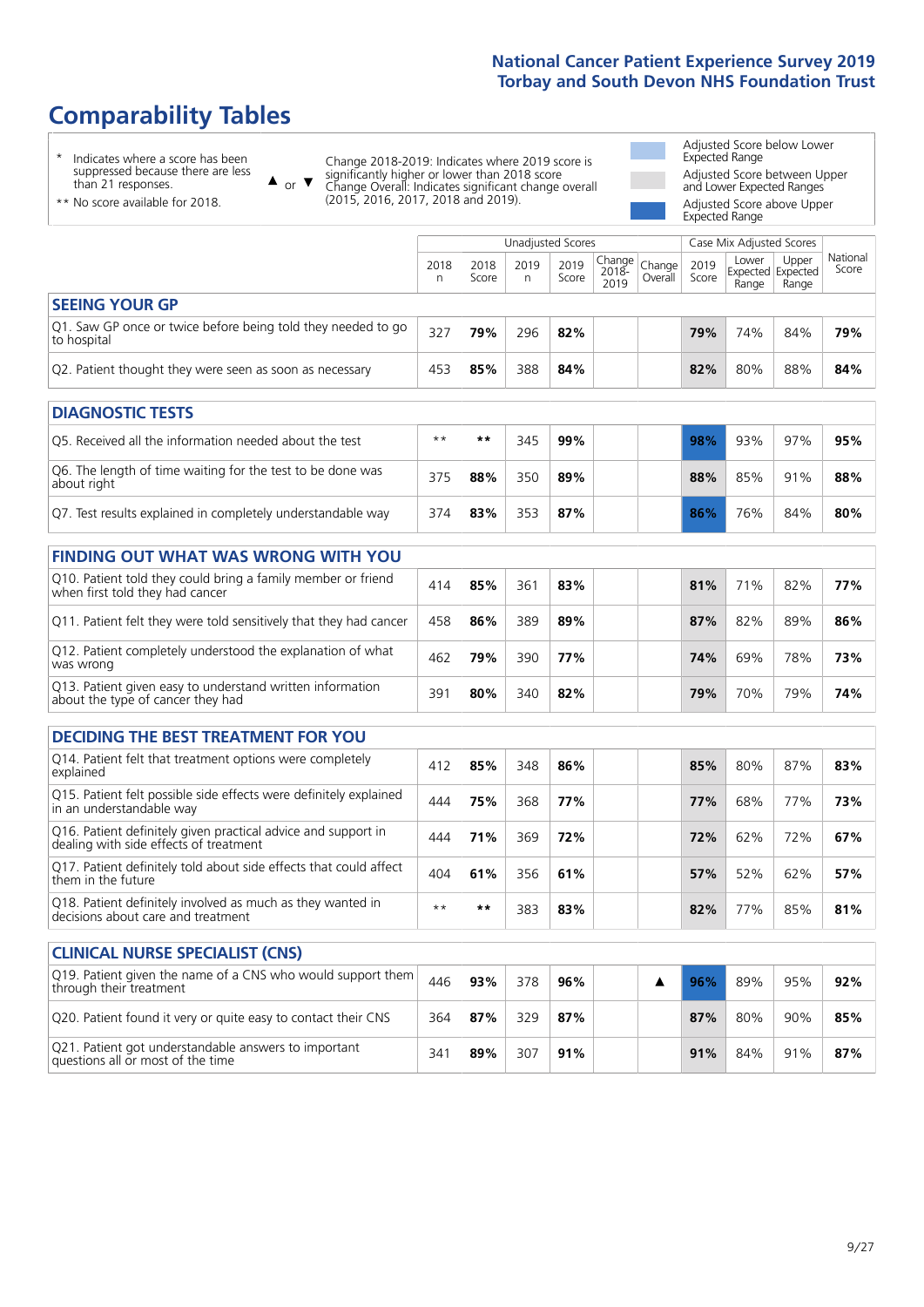# Comparability Tables

- \* Indicates where a score has been suppressed because there are less than 21 responses.
- \*\* No score available for 2018.

▲ or ▼ Change 2018-2019: Indicates where 2019 score is significantly higher or lower than 2018 score. Change Overall: Indicates significant change overall (2015, 2016, 2017, 2018 and 2019).

- Adjusted Score below Lower Expected Range
- Adjusted Score between Upper and Lower Expected Ranges
- Adjusted Score above Upper Expected Range

| | Unadjusted Scores | | | | | | Case Mix Adjusted Scores | | | |
|---|---|---|---|---|---|---|---|---|---|---|
| | 2018 n | 2018 Score | 2019 n | 2019 Score | Change 2018-2019 | Change Overall | 2019 Score | Lower Expected Range | Upper Expected Range | National Score |
| **SEEING YOUR GP** | | | | | | | | | | |
| Q1. Saw GP once or twice before being told they needed to go to hospital | 327 | **79%** | 296 | **82%** | | | **79%** | 74% | 84% | **79%** |
| Q2. Patient thought they were seen as soon as necessary | 453 | **85%** | 388 | **84%** | | | **82%** | 80% | 88% | **84%** |
| **DIAGNOSTIC TESTS** | | | | | | | | | | |
| Q5. Received all the information needed about the test | ** | ** | 345 | **99%** | | | **98%** | 93% | 97% | **95%** |
| Q6. The length of time waiting for the test to be done was about right | 375 | **88%** | 350 | **89%** | | | **88%** | 85% | 91% | **88%** |
| Q7. Test results explained in completely understandable way | 374 | **83%** | 353 | **87%** | | | **86%** | 76% | 84% | **80%** |
| **FINDING OUT WHAT WAS WRONG WITH YOU** | | | | | | | | | | |
| Q10. Patient told they could bring a family member or friend when first told they had cancer | 414 | **85%** | 361 | **83%** | | | **81%** | 71% | 82% | **77%** |
| Q11. Patient felt they were told sensitively that they had cancer | 458 | **86%** | 389 | **89%** | | | **87%** | 82% | 89% | **86%** |
| Q12. Patient completely understood the explanation of what was wrong | 462 | **79%** | 390 | **77%** | | | **74%** | 69% | 78% | **73%** |
| Q13. Patient given easy to understand written information about the type of cancer they had | 391 | **80%** | 340 | **82%** | | | **79%** | 70% | 79% | **74%** |
| **DECIDING THE BEST TREATMENT FOR YOU** | | | | | | | | | | |
| Q14. Patient felt that treatment options were completely explained | 412 | **85%** | 348 | **86%** | | | **85%** | 80% | 87% | **83%** |
| Q15. Patient felt possible side effects were definitely explained in an understandable way | 444 | **75%** | 368 | **77%** | | | **77%** | 68% | 77% | **73%** |
| Q16. Patient definitely given practical advice and support in dealing with side effects of treatment | 444 | **71%** | 369 | **72%** | | | **72%** | 62% | 72% | **67%** |
| Q17. Patient definitely told about side effects that could affect them in the future | 404 | **61%** | 356 | **61%** | | | **57%** | 52% | 62% | **57%** |
| Q18. Patient definitely involved as much as they wanted in decisions about care and treatment | ** | ** | 383 | **83%** | | | **82%** | 77% | 85% | **81%** |
| **CLINICAL NURSE SPECIALIST (CNS)** | | | | | | | | | | |
| Q19. Patient given the name of a CNS who would support them through their treatment | 446 | **93%** | 378 | **96%** | | ▲ | **96%** | 89% | 95% | **92%** |
| Q20. Patient found it very or quite easy to contact their CNS | 364 | **87%** | 329 | **87%** | | | **87%** | 80% | 90% | **85%** |
| Q21. Patient got understandable answers to important questions all or most of the time | 341 | **89%** | 307 | **91%** | | | **91%** | 84% | 91% | **87%** |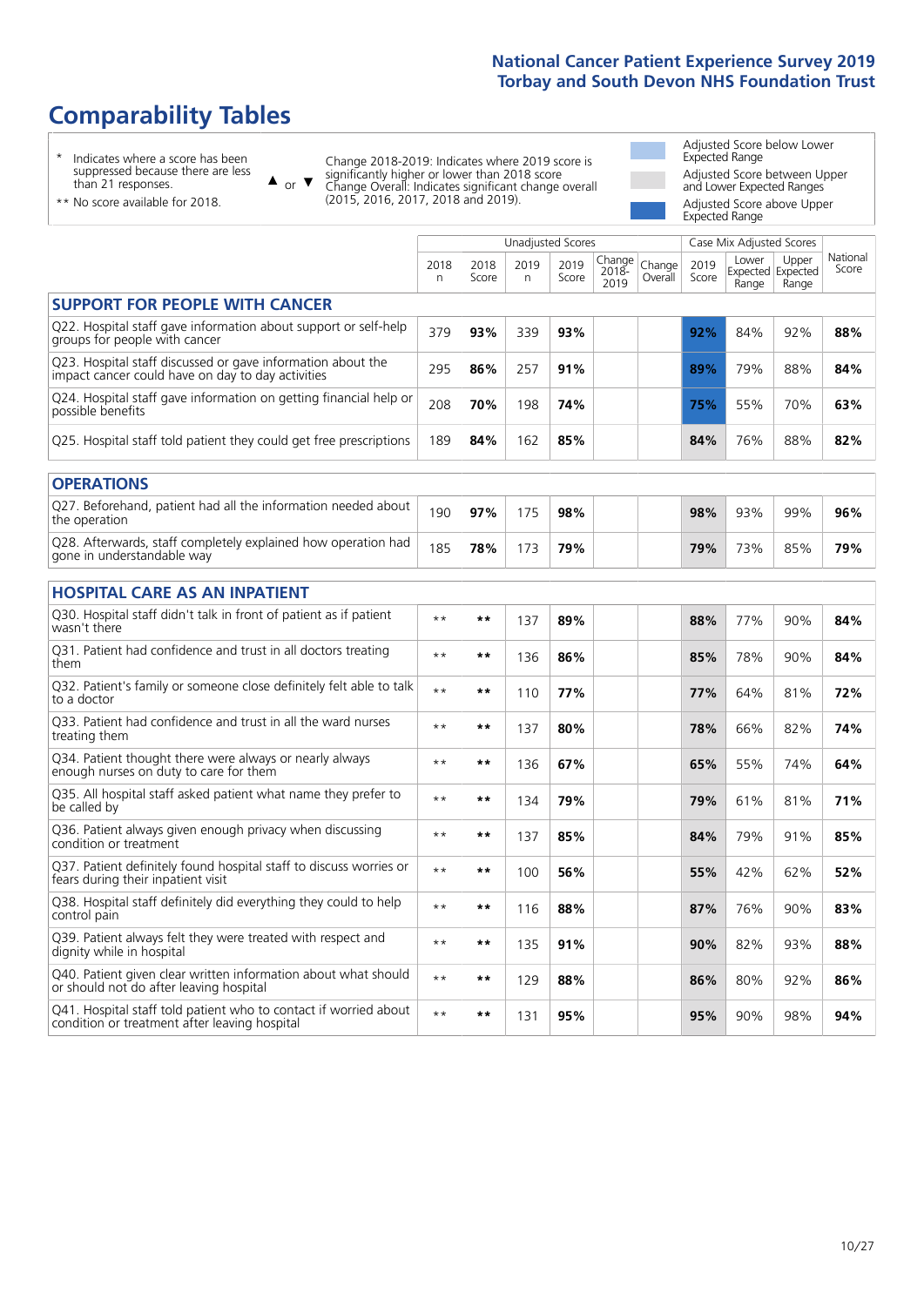# Comparability Tables

- \* Indicates where a score has been suppressed because there are less than 21 responses.
- \*\* No score available for 2018.

▲ or ▼ Change 2018-2019: Indicates where 2019 score is significantly higher or lower than 2018 score. Change Overall: Indicates significant change overall (2015, 2016, 2017, 2018 and 2019).

- Adjusted Score below Lower Expected Range
- Adjusted Score between Upper and Lower Expected Ranges
- Adjusted Score above Upper Expected Range

| | Unadjusted Scores | | | | | | Case Mix Adjusted Scores | | | |
|---|---|---|---|---|---|---|---|---|---|---|
| | 2018 n | 2018 Score | 2019 n | 2019 Score | Change 2018-2019 | Change Overall | 2019 Score | Lower Expected Range | Upper Expected Range | National Score |
| **SUPPORT FOR PEOPLE WITH CANCER** | | | | | | | | | | |
| Q22. Hospital staff gave information about support or self-help groups for people with cancer | 379 | **93%** | 339 | **93%** | | | **92%** | 84% | 92% | **88%** |
| Q23. Hospital staff discussed or gave information about the impact cancer could have on day to day activities | 295 | **86%** | 257 | **91%** | | | **89%** | 79% | 88% | **84%** |
| Q24. Hospital staff gave information on getting financial help or possible benefits | 208 | **70%** | 198 | **74%** | | | **75%** | 55% | 70% | **63%** |
| Q25. Hospital staff told patient they could get free prescriptions | 189 | **84%** | 162 | **85%** | | | **84%** | 76% | 88% | **82%** |
| **OPERATIONS** | | | | | | | | | | |
| Q27. Beforehand, patient had all the information needed about the operation | 190 | **97%** | 175 | **98%** | | | **98%** | 93% | 99% | **96%** |
| Q28. Afterwards, staff completely explained how operation had gone in understandable way | 185 | **78%** | 173 | **79%** | | | **79%** | 73% | 85% | **79%** |
| **HOSPITAL CARE AS AN INPATIENT** | | | | | | | | | | |
| Q30. Hospital staff didn't talk in front of patient as if patient wasn't there | ** | ** | 137 | **89%** | | | **88%** | 77% | 90% | **84%** |
| Q31. Patient had confidence and trust in all doctors treating them | ** | ** | 136 | **86%** | | | **85%** | 78% | 90% | **84%** |
| Q32. Patient's family or someone close definitely felt able to talk to a doctor | ** | ** | 110 | **77%** | | | **77%** | 64% | 81% | **72%** |
| Q33. Patient had confidence and trust in all the ward nurses treating them | ** | ** | 137 | **80%** | | | **78%** | 66% | 82% | **74%** |
| Q34. Patient thought there were always or nearly always enough nurses on duty to care for them | ** | ** | 136 | **67%** | | | **65%** | 55% | 74% | **64%** |
| Q35. All hospital staff asked patient what name they prefer to be called by | ** | ** | 134 | **79%** | | | **79%** | 61% | 81% | **71%** |
| Q36. Patient always given enough privacy when discussing condition or treatment | ** | ** | 137 | **85%** | | | **84%** | 79% | 91% | **85%** |
| Q37. Patient definitely found hospital staff to discuss worries or fears during their inpatient visit | ** | ** | 100 | **56%** | | | **55%** | 42% | 62% | **52%** |
| Q38. Hospital staff definitely did everything they could to help control pain | ** | ** | 116 | **88%** | | | **87%** | 76% | 90% | **83%** |
| Q39. Patient always felt they were treated with respect and dignity while in hospital | ** | ** | 135 | **91%** | | | **90%** | 82% | 93% | **88%** |
| Q40. Patient given clear written information about what should or should not do after leaving hospital | ** | ** | 129 | **88%** | | | **86%** | 80% | 92% | **86%** |
| Q41. Hospital staff told patient who to contact if worried about condition or treatment after leaving hospital | ** | ** | 131 | **95%** | | | **95%** | 90% | 98% | **94%** |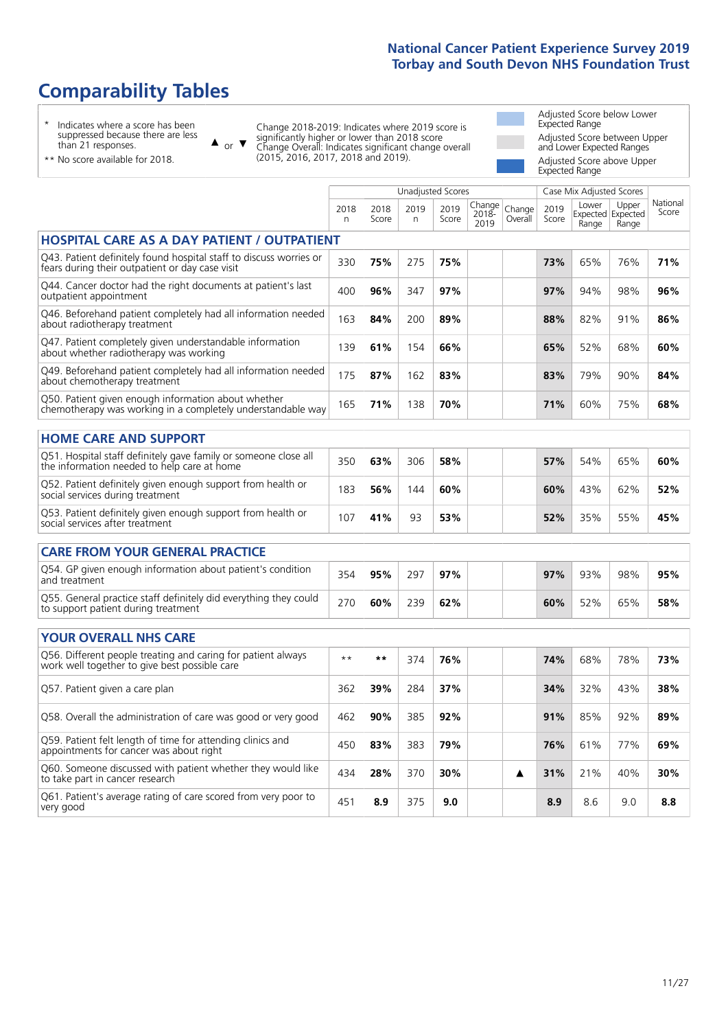# Comparability Tables

\* Indicates where a score has been suppressed because there are less than 21 responses.

\*\* No score available for 2018.

▲ or ▼ Change 2018-2019: Indicates where 2019 score is significantly higher or lower than 2018 score. Change Overall: Indicates significant change overall (2015, 2016, 2017, 2018 and 2019).

Adjusted Score below Lower Expected Range

Adjusted Score between Upper and Lower Expected Ranges

Adjusted Score above Upper Expected Range

| | Unadjusted Scores | | | | | | Case Mix Adjusted Scores | | | |
|---|---|---|---|---|---|---|---|---|---|---|
| | 2018 n | 2018 Score | 2019 n | 2019 Score | Change 2018-2019 | Change Overall | 2019 Score | Lower Expected Range | Upper Expected Range | National Score |
| **HOSPITAL CARE AS A DAY PATIENT / OUTPATIENT** | | | | | | | | | | |
| Q43. Patient definitely found hospital staff to discuss worries or fears during their outpatient or day case visit | 330 | **75%** | 275 | **75%** | | | **73%** | 65% | 76% | **71%** |
| Q44. Cancer doctor had the right documents at patient's last outpatient appointment | 400 | **96%** | 347 | **97%** | | | **97%** | 94% | 98% | **96%** |
| Q46. Beforehand patient completely had all information needed about radiotherapy treatment | 163 | **84%** | 200 | **89%** | | | **88%** | 82% | 91% | **86%** |
| Q47. Patient completely given understandable information about whether radiotherapy was working | 139 | **61%** | 154 | **66%** | | | **65%** | 52% | 68% | **60%** |
| Q49. Beforehand patient completely had all information needed about chemotherapy treatment | 175 | **87%** | 162 | **83%** | | | **83%** | 79% | 90% | **84%** |
| Q50. Patient given enough information about whether chemotherapy was working in a completely understandable way | 165 | **71%** | 138 | **70%** | | | **71%** | 60% | 75% | **68%** |
| **HOME CARE AND SUPPORT** | | | | | | | | | | |
| Q51. Hospital staff definitely gave family or someone close all the information needed to help care at home | 350 | **63%** | 306 | **58%** | | | **57%** | 54% | 65% | **60%** |
| Q52. Patient definitely given enough support from health or social services during treatment | 183 | **56%** | 144 | **60%** | | | **60%** | 43% | 62% | **52%** |
| Q53. Patient definitely given enough support from health or social services after treatment | 107 | **41%** | 93 | **53%** | | | **52%** | 35% | 55% | **45%** |
| **CARE FROM YOUR GENERAL PRACTICE** | | | | | | | | | | |
| Q54. GP given enough information about patient's condition and treatment | 354 | **95%** | 297 | **97%** | | | **97%** | 93% | 98% | **95%** |
| Q55. General practice staff definitely did everything they could to support patient during treatment | 270 | **60%** | 239 | **62%** | | | **60%** | 52% | 65% | **58%** |
| **YOUR OVERALL NHS CARE** | | | | | | | | | | |
| Q56. Different people treating and caring for patient always work well together to give best possible care | \*\* | **\*\*** | 374 | **76%** | | | **74%** | 68% | 78% | **73%** |
| Q57. Patient given a care plan | 362 | **39%** | 284 | **37%** | | | **34%** | 32% | 43% | **38%** |
| Q58. Overall the administration of care was good or very good | 462 | **90%** | 385 | **92%** | | | **91%** | 85% | 92% | **89%** |
| Q59. Patient felt length of time for attending clinics and appointments for cancer was about right | 450 | **83%** | 383 | **79%** | | | **76%** | 61% | 77% | **69%** |
| Q60. Someone discussed with patient whether they would like to take part in cancer research | 434 | **28%** | 370 | **30%** | | ▲ | **31%** | 21% | 40% | **30%** |
| Q61. Patient's average rating of care scored from very poor to very good | 451 | **8.9** | 375 | **9.0** | | | **8.9** | 8.6 | 9.0 | **8.8** |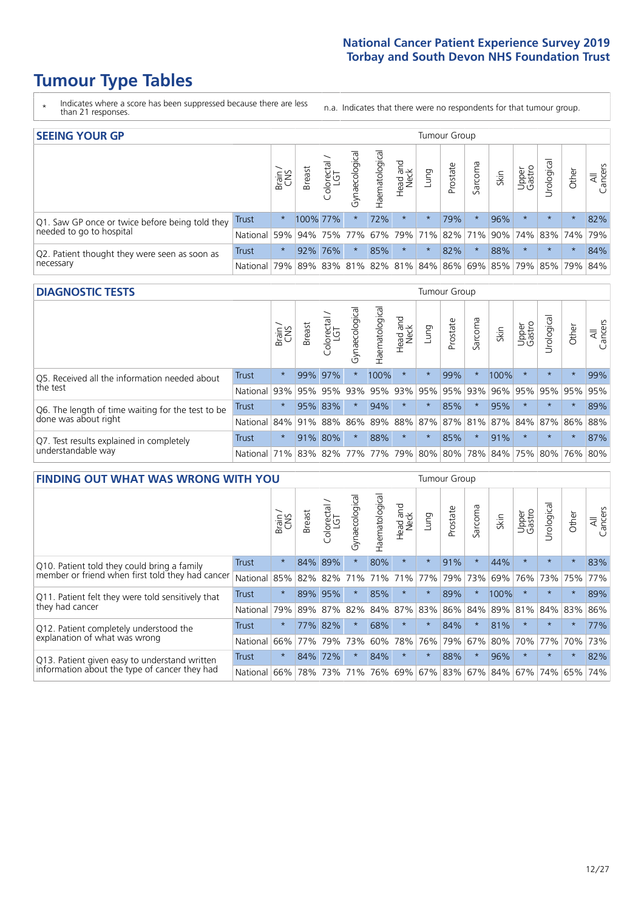# Tumour Type Tables

\* Indicates where a score has been suppressed because there are less than 21 responses.

n.a. Indicates that there were no respondents for that tumour group.

## SEEING YOUR GP

| | | Brain / CNS | Breast | Colorectal / LGT | Gynaecological | Haematological | Head and Neck | Lung | Prostate | Sarcoma | Skin | Upper Gastro | Urological | Other | All Cancers |
|---|---|---|---|---|---|---|---|---|---|---|---|---|---|---|---|
| Q1. Saw GP once or twice before being told they needed to go to hospital | Trust | * | 100% | 77% | * | 72% | * | * | 79% | * | 96% | * | * | * | 82% |
| | National | 59% | 94% | 75% | 77% | 67% | 79% | 71% | 82% | 71% | 90% | 74% | 83% | 74% | 79% |
| Q2. Patient thought they were seen as soon as necessary | Trust | * | 92% | 76% | * | 85% | * | * | 82% | * | 88% | * | * | * | 84% |
| | National | 79% | 89% | 83% | 81% | 82% | 81% | 84% | 86% | 69% | 85% | 79% | 85% | 79% | 84% |

## DIAGNOSTIC TESTS

| | | Brain / CNS | Breast | Colorectal / LGT | Gynaecological | Haematological | Head and Neck | Lung | Prostate | Sarcoma | Skin | Upper Gastro | Urological | Other | All Cancers |
|---|---|---|---|---|---|---|---|---|---|---|---|---|---|---|---|
| Q5. Received all the information needed about the test | Trust | * | 99% | 97% | * | 100% | * | * | 99% | * | 100% | * | * | * | 99% |
| | National | 93% | 95% | 95% | 93% | 95% | 93% | 95% | 95% | 93% | 96% | 95% | 95% | 95% | 95% |
| Q6. The length of time waiting for the test to be done was about right | Trust | * | 95% | 83% | * | 94% | * | * | 85% | * | 95% | * | * | * | 89% |
| | National | 84% | 91% | 88% | 86% | 89% | 88% | 87% | 87% | 81% | 87% | 84% | 87% | 86% | 88% |
| Q7. Test results explained in completely understandable way | Trust | * | 91% | 80% | * | 88% | * | * | 85% | * | 91% | * | * | * | 87% |
| | National | 71% | 83% | 82% | 77% | 77% | 79% | 80% | 80% | 78% | 84% | 75% | 80% | 76% | 80% |

## FINDING OUT WHAT WAS WRONG WITH YOU

| | | Brain / CNS | Breast | Colorectal / LGT | Gynaecological | Haematological | Head and Neck | Lung | Prostate | Sarcoma | Skin | Upper Gastro | Urological | Other | All Cancers |
|---|---|---|---|---|---|---|---|---|---|---|---|---|---|---|---|
| Q10. Patient told they could bring a family member or friend when first told they had cancer | Trust | * | 84% | 89% | * | 80% | * | * | 91% | * | 44% | * | * | * | 83% |
| | National | 85% | 82% | 82% | 71% | 71% | 71% | 77% | 79% | 73% | 69% | 76% | 73% | 75% | 77% |
| Q11. Patient felt they were told sensitively that they had cancer | Trust | * | 89% | 95% | * | 85% | * | * | 89% | * | 100% | * | * | * | 89% |
| | National | 79% | 89% | 87% | 82% | 84% | 87% | 83% | 86% | 84% | 89% | 81% | 84% | 83% | 86% |
| Q12. Patient completely understood the explanation of what was wrong | Trust | * | 77% | 82% | * | 68% | * | * | 84% | * | 81% | * | * | * | 77% |
| | National | 66% | 77% | 79% | 73% | 60% | 78% | 76% | 79% | 67% | 80% | 70% | 77% | 70% | 73% |
| Q13. Patient given easy to understand written information about the type of cancer they had | Trust | * | 84% | 72% | * | 84% | * | * | 88% | * | 96% | * | * | * | 82% |
| | National | 66% | 78% | 73% | 71% | 76% | 69% | 67% | 83% | 67% | 84% | 67% | 74% | 65% | 74% |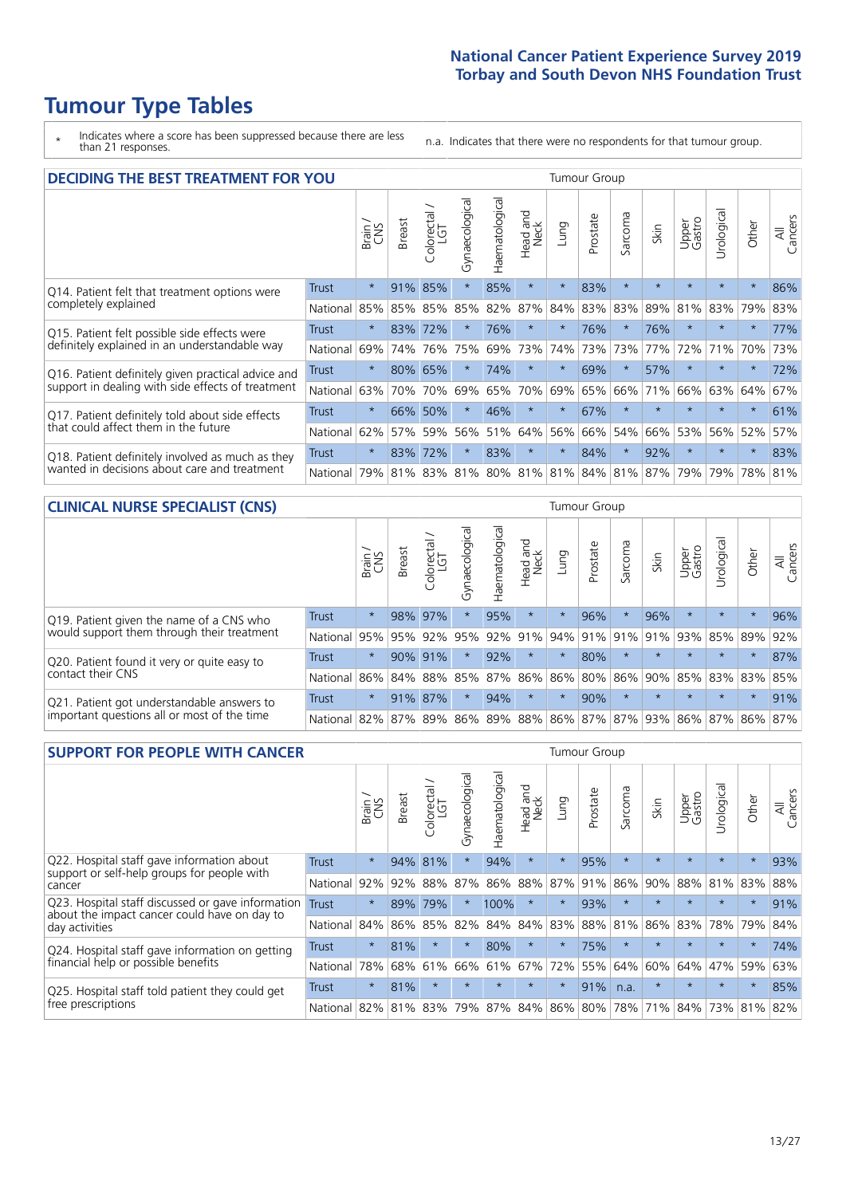# Tumour Type Tables

- \* Indicates where a score has been suppressed because there are less than 21 responses.
- n.a. Indicates that there were no respondents for that tumour group.

## DECIDING THE BEST TREATMENT FOR YOU

| | | Brain / CNS | Breast | Colorectal / LGT | Gynaecological | Haematological | Head and Neck | Lung | Prostate | Sarcoma | Skin | Upper Gastro | Urological | Other | All Cancers |
|---|---|---|---|---|---|---|---|---|---|---|---|---|---|---|---|
| Q14. Patient felt that treatment options were completely explained | Trust | * | 91% | 85% | * | 85% | * | * | 83% | * | * | * | * | * | 86% |
| | National | 85% | 85% | 85% | 85% | 82% | 87% | 84% | 83% | 83% | 89% | 81% | 83% | 79% | 83% |
| Q15. Patient felt possible side effects were definitely explained in an understandable way | Trust | * | 83% | 72% | * | 76% | * | * | 76% | * | 76% | * | * | * | 77% |
| | National | 69% | 74% | 76% | 75% | 69% | 73% | 74% | 73% | 73% | 77% | 72% | 71% | 70% | 73% |
| Q16. Patient definitely given practical advice and support in dealing with side effects of treatment | Trust | * | 80% | 65% | * | 74% | * | * | 69% | * | 57% | * | * | * | 72% |
| | National | 63% | 70% | 70% | 69% | 65% | 70% | 69% | 65% | 66% | 71% | 66% | 63% | 64% | 67% |
| Q17. Patient definitely told about side effects that could affect them in the future | Trust | * | 66% | 50% | * | 46% | * | * | 67% | * | * | * | * | * | 61% |
| | National | 62% | 57% | 59% | 56% | 51% | 64% | 56% | 66% | 54% | 66% | 53% | 56% | 52% | 57% |
| Q18. Patient definitely involved as much as they wanted in decisions about care and treatment | Trust | * | 83% | 72% | * | 83% | * | * | 84% | * | 92% | * | * | * | 83% |
| | National | 79% | 81% | 83% | 81% | 80% | 81% | 81% | 84% | 81% | 87% | 79% | 79% | 78% | 81% |

## CLINICAL NURSE SPECIALIST (CNS)

| | | Brain / CNS | Breast | Colorectal / LGT | Gynaecological | Haematological | Head and Neck | Lung | Prostate | Sarcoma | Skin | Upper Gastro | Urological | Other | All Cancers |
|---|---|---|---|---|---|---|---|---|---|---|---|---|---|---|---|
| Q19. Patient given the name of a CNS who would support them through their treatment | Trust | * | 98% | 97% | * | 95% | * | * | 96% | * | 96% | * | * | * | 96% |
| | National | 95% | 95% | 92% | 95% | 92% | 91% | 94% | 91% | 91% | 91% | 93% | 85% | 89% | 92% |
| Q20. Patient found it very or quite easy to contact their CNS | Trust | * | 90% | 91% | * | 92% | * | * | 80% | * | * | * | * | * | 87% |
| | National | 86% | 84% | 88% | 85% | 87% | 86% | 86% | 80% | 86% | 90% | 85% | 83% | 83% | 85% |
| Q21. Patient got understandable answers to important questions all or most of the time | Trust | * | 91% | 87% | * | 94% | * | * | 90% | * | * | * | * | * | 91% |
| | National | 82% | 87% | 89% | 86% | 89% | 88% | 86% | 87% | 87% | 93% | 86% | 87% | 86% | 87% |

## SUPPORT FOR PEOPLE WITH CANCER

| | | Brain / CNS | Breast | Colorectal / LGT | Gynaecological | Haematological | Head and Neck | Lung | Prostate | Sarcoma | Skin | Upper Gastro | Urological | Other | All Cancers |
|---|---|---|---|---|---|---|---|---|---|---|---|---|---|---|---|
| Q22. Hospital staff gave information about support or self-help groups for people with cancer | Trust | * | 94% | 81% | * | 94% | * | * | 95% | * | * | * | * | * | 93% |
| | National | 92% | 92% | 88% | 87% | 86% | 88% | 87% | 91% | 86% | 90% | 88% | 81% | 83% | 88% |
| Q23. Hospital staff discussed or gave information about the impact cancer could have on day to day activities | Trust | * | 89% | 79% | * | 100% | * | * | 93% | * | * | * | * | * | 91% |
| | National | 84% | 86% | 85% | 82% | 84% | 84% | 83% | 88% | 81% | 86% | 83% | 78% | 79% | 84% |
| Q24. Hospital staff gave information on getting financial help or possible benefits | Trust | * | 81% | * | * | 80% | * | * | 75% | * | * | * | * | * | 74% |
| | National | 78% | 68% | 61% | 66% | 61% | 67% | 72% | 55% | 64% | 60% | 64% | 47% | 59% | 63% |
| Q25. Hospital staff told patient they could get free prescriptions | Trust | * | 81% | * | * | * | * | * | 91% | n.a. | * | * | * | * | 85% |
| | National | 82% | 81% | 83% | 79% | 87% | 84% | 86% | 80% | 78% | 71% | 84% | 73% | 81% | 82% |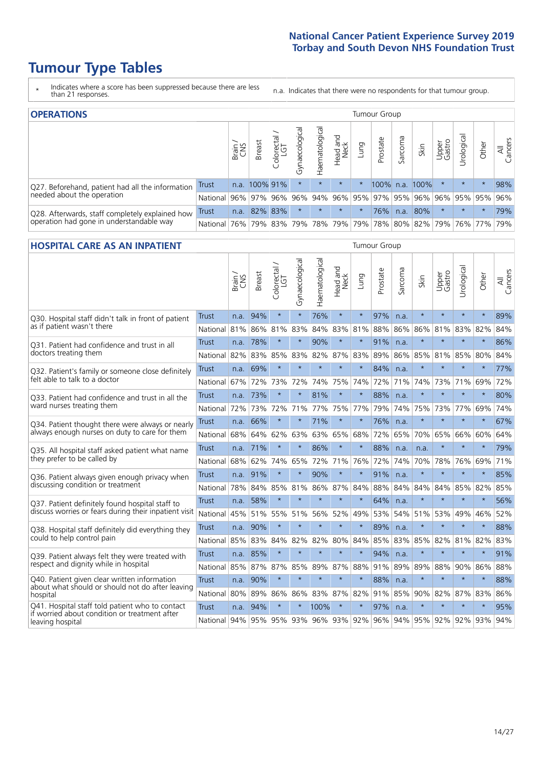# Tumour Type Tables

\* Indicates where a score has been suppressed because there are less than 21 responses.

n.a. Indicates that there were no respondents for that tumour group.

## OPERATIONS

| | | Brain / CNS | Breast | Colorectal / LGT | Gynaecological | Haematological | Head and Neck | Lung | Prostate | Sarcoma | Skin | Upper Gastro | Urological | Other | All Cancers |
|---|---|---|---|---|---|---|---|---|---|---|---|---|---|---|---|
| Q27. Beforehand, patient had all the information needed about the operation | Trust | n.a. | 100% | 91% | * | * | * | * | 100% | n.a. | 100% | * | * | * | 98% |
| | National | 96% | 97% | 96% | 96% | 94% | 96% | 95% | 97% | 95% | 96% | 96% | 95% | 95% | 96% |
| Q28. Afterwards, staff completely explained how operation had gone in understandable way | Trust | n.a. | 82% | 83% | * | * | * | * | 76% | n.a. | 80% | * | * | * | 79% |
| | National | 76% | 79% | 83% | 79% | 78% | 79% | 79% | 78% | 80% | 82% | 79% | 76% | 77% | 79% |

## HOSPITAL CARE AS AN INPATIENT

| | | Brain / CNS | Breast | Colorectal / LGT | Gynaecological | Haematological | Head and Neck | Lung | Prostate | Sarcoma | Skin | Upper Gastro | Urological | Other | All Cancers |
|---|---|---|---|---|---|---|---|---|---|---|---|---|---|---|---|
| Q30. Hospital staff didn't talk in front of patient as if patient wasn't there | Trust | n.a. | 94% | * | * | 76% | * | * | 97% | n.a. | * | * | * | * | 89% |
| | National | 81% | 86% | 81% | 83% | 84% | 83% | 81% | 88% | 86% | 86% | 81% | 83% | 82% | 84% |
| Q31. Patient had confidence and trust in all doctors treating them | Trust | n.a. | 78% | * | * | 90% | * | * | 91% | n.a. | * | * | * | * | 86% |
| | National | 82% | 83% | 85% | 83% | 82% | 87% | 83% | 89% | 86% | 85% | 81% | 85% | 80% | 84% |
| Q32. Patient's family or someone close definitely felt able to talk to a doctor | Trust | n.a. | 69% | * | * | * | * | * | 84% | n.a. | * | * | * | * | 77% |
| | National | 67% | 72% | 73% | 72% | 74% | 75% | 74% | 72% | 71% | 74% | 73% | 71% | 69% | 72% |
| Q33. Patient had confidence and trust in all the ward nurses treating them | Trust | n.a. | 73% | * | * | 81% | * | * | 88% | n.a. | * | * | * | * | 80% |
| | National | 72% | 73% | 72% | 71% | 77% | 75% | 77% | 79% | 74% | 75% | 73% | 77% | 69% | 74% |
| Q34. Patient thought there were always or nearly always enough nurses on duty to care for them | Trust | n.a. | 66% | * | * | 71% | * | * | 76% | n.a. | * | * | * | * | 67% |
| | National | 68% | 64% | 62% | 63% | 63% | 65% | 68% | 72% | 65% | 70% | 65% | 66% | 60% | 64% |
| Q35. All hospital staff asked patient what name they prefer to be called by | Trust | n.a. | 71% | * | * | 86% | * | * | 88% | n.a. | n.a. | * | * | * | 79% |
| | National | 68% | 62% | 74% | 65% | 72% | 71% | 76% | 72% | 74% | 70% | 78% | 76% | 69% | 71% |
| Q36. Patient always given enough privacy when discussing condition or treatment | Trust | n.a. | 91% | * | * | 90% | * | * | 91% | n.a. | * | * | * | * | 85% |
| | National | 78% | 84% | 85% | 81% | 86% | 87% | 84% | 88% | 84% | 84% | 84% | 85% | 82% | 85% |
| Q37. Patient definitely found hospital staff to discuss worries or fears during their inpatient visit | Trust | n.a. | 58% | * | * | * | * | * | 64% | n.a. | * | * | * | * | 56% |
| | National | 45% | 51% | 55% | 51% | 56% | 52% | 49% | 53% | 54% | 51% | 53% | 49% | 46% | 52% |
| Q38. Hospital staff definitely did everything they could to help control pain | Trust | n.a. | 90% | * | * | * | * | * | 89% | n.a. | * | * | * | * | 88% |
| | National | 85% | 83% | 84% | 82% | 82% | 80% | 84% | 85% | 83% | 85% | 82% | 81% | 82% | 83% |
| Q39. Patient always felt they were treated with respect and dignity while in hospital | Trust | n.a. | 85% | * | * | * | * | * | 94% | n.a. | * | * | * | * | 91% |
| | National | 85% | 87% | 87% | 85% | 89% | 87% | 88% | 91% | 89% | 89% | 88% | 90% | 86% | 88% |
| Q40. Patient given clear written information about what should or should not do after leaving hospital | Trust | n.a. | 90% | * | * | * | * | * | 88% | n.a. | * | * | * | * | 88% |
| | National | 80% | 89% | 86% | 86% | 83% | 87% | 82% | 91% | 85% | 90% | 82% | 87% | 83% | 86% |
| Q41. Hospital staff told patient who to contact if worried about condition or treatment after leaving hospital | Trust | n.a. | 94% | * | * | 100% | * | * | 97% | n.a. | * | * | * | * | 95% |
| | National | 94% | 95% | 95% | 93% | 96% | 93% | 92% | 96% | 94% | 95% | 92% | 92% | 93% | 94% |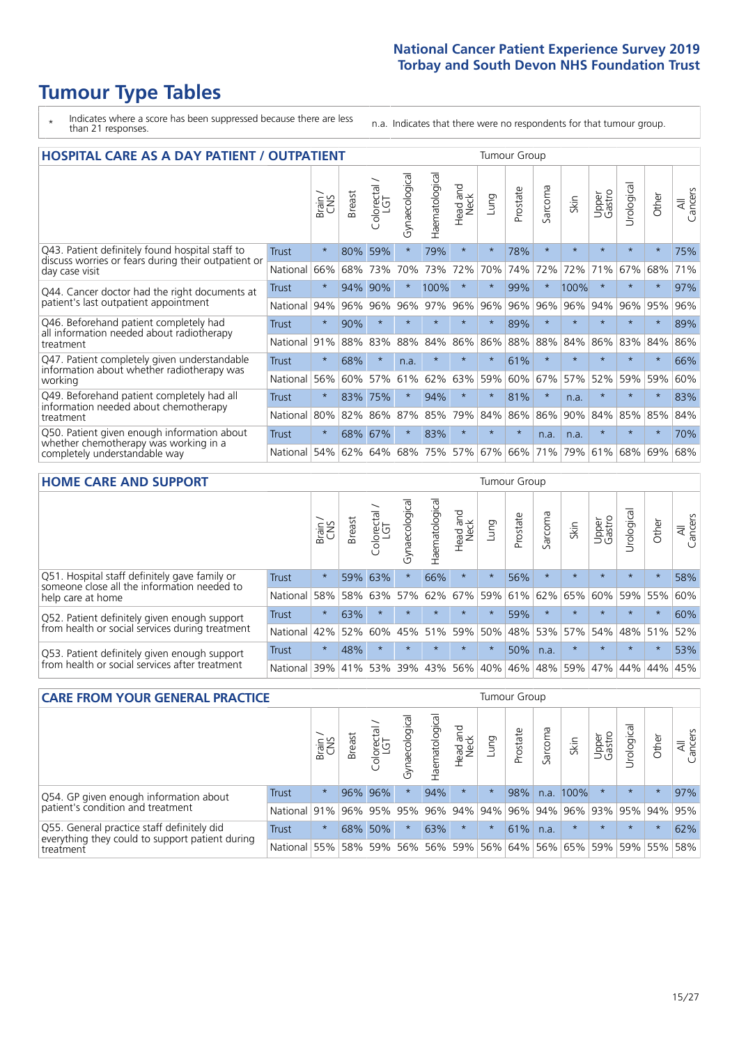# Tumour Type Tables

\* Indicates where a score has been suppressed because there are less than 21 responses.

n.a. Indicates that there were no respondents for that tumour group.

## HOSPITAL CARE AS A DAY PATIENT / OUTPATIENT

| | | Brain / CNS | Breast | Colorectal / LGT | Gynaecological | Haematological | Head and Neck | Lung | Prostate | Sarcoma | Skin | Upper Gastro | Urological | Other | All Cancers |
|---|---|---|---|---|---|---|---|---|---|---|---|---|---|---|---|
| Q43. Patient definitely found hospital staff to discuss worries or fears during their outpatient or day case visit | Trust | * | 80% | 59% | * | 79% | * | * | 78% | * | * | * | * | * | 75% |
| | National | 66% | 68% | 73% | 70% | 73% | 72% | 70% | 74% | 72% | 72% | 71% | 67% | 68% | 71% |
| Q44. Cancer doctor had the right documents at patient's last outpatient appointment | Trust | * | 94% | 90% | * | 100% | * | * | 99% | * | 100% | * | * | * | 97% |
| | National | 94% | 96% | 96% | 96% | 97% | 96% | 96% | 96% | 96% | 96% | 94% | 96% | 95% | 96% |
| Q46. Beforehand patient completely had all information needed about radiotherapy treatment | Trust | * | 90% | * | * | * | * | * | 89% | * | * | * | * | * | 89% |
| | National | 91% | 88% | 83% | 88% | 84% | 86% | 86% | 88% | 88% | 84% | 86% | 83% | 84% | 86% |
| Q47. Patient completely given understandable information about whether radiotherapy was working | Trust | * | 68% | * | n.a. | * | * | * | 61% | * | * | * | * | * | 66% |
| | National | 56% | 60% | 57% | 61% | 62% | 63% | 59% | 60% | 67% | 57% | 52% | 59% | 59% | 60% |
| Q49. Beforehand patient completely had all information needed about chemotherapy treatment | Trust | * | 83% | 75% | * | 94% | * | * | 81% | * | n.a. | * | * | * | 83% |
| | National | 80% | 82% | 86% | 87% | 85% | 79% | 84% | 86% | 86% | 90% | 84% | 85% | 85% | 84% |
| Q50. Patient given enough information about whether chemotherapy was working in a completely understandable way | Trust | * | 68% | 67% | * | 83% | * | * | * | n.a. | n.a. | * | * | * | 70% |
| | National | 54% | 62% | 64% | 68% | 75% | 57% | 67% | 66% | 71% | 79% | 61% | 68% | 69% | 68% |

## HOME CARE AND SUPPORT

| | | Brain / CNS | Breast | Colorectal / LGT | Gynaecological | Haematological | Head and Neck | Lung | Prostate | Sarcoma | Skin | Upper Gastro | Urological | Other | All Cancers |
|---|---|---|---|---|---|---|---|---|---|---|---|---|---|---|---|
| Q51. Hospital staff definitely gave family or someone close all the information needed to help care at home | Trust | * | 59% | 63% | * | 66% | * | * | 56% | * | * | * | * | * | 58% |
| | National | 58% | 58% | 63% | 57% | 62% | 67% | 59% | 61% | 62% | 65% | 60% | 59% | 55% | 60% |
| Q52. Patient definitely given enough support from health or social services during treatment | Trust | * | 63% | * | * | * | * | * | 59% | * | * | * | * | * | 60% |
| | National | 42% | 52% | 60% | 45% | 51% | 59% | 50% | 48% | 53% | 57% | 54% | 48% | 51% | 52% |
| Q53. Patient definitely given enough support from health or social services after treatment | Trust | * | 48% | * | * | * | * | * | 50% | n.a. | * | * | * | * | 53% |
| | National | 39% | 41% | 53% | 39% | 43% | 56% | 40% | 46% | 48% | 59% | 47% | 44% | 44% | 45% |

## CARE FROM YOUR GENERAL PRACTICE

| | | Brain / CNS | Breast | Colorectal / LGT | Gynaecological | Haematological | Head and Neck | Lung | Prostate | Sarcoma | Skin | Upper Gastro | Urological | Other | All Cancers |
|---|---|---|---|---|---|---|---|---|---|---|---|---|---|---|---|
| Q54. GP given enough information about patient's condition and treatment | Trust | * | 96% | 96% | * | 94% | * | * | 98% | n.a. | 100% | * | * | * | 97% |
| | National | 91% | 96% | 95% | 95% | 96% | 94% | 94% | 96% | 94% | 96% | 93% | 95% | 94% | 95% |
| Q55. General practice staff definitely did everything they could to support patient during treatment | Trust | * | 68% | 50% | * | 63% | * | * | 61% | n.a. | * | * | * | * | 62% |
| | National | 55% | 58% | 59% | 56% | 56% | 59% | 56% | 64% | 56% | 65% | 59% | 59% | 55% | 58% |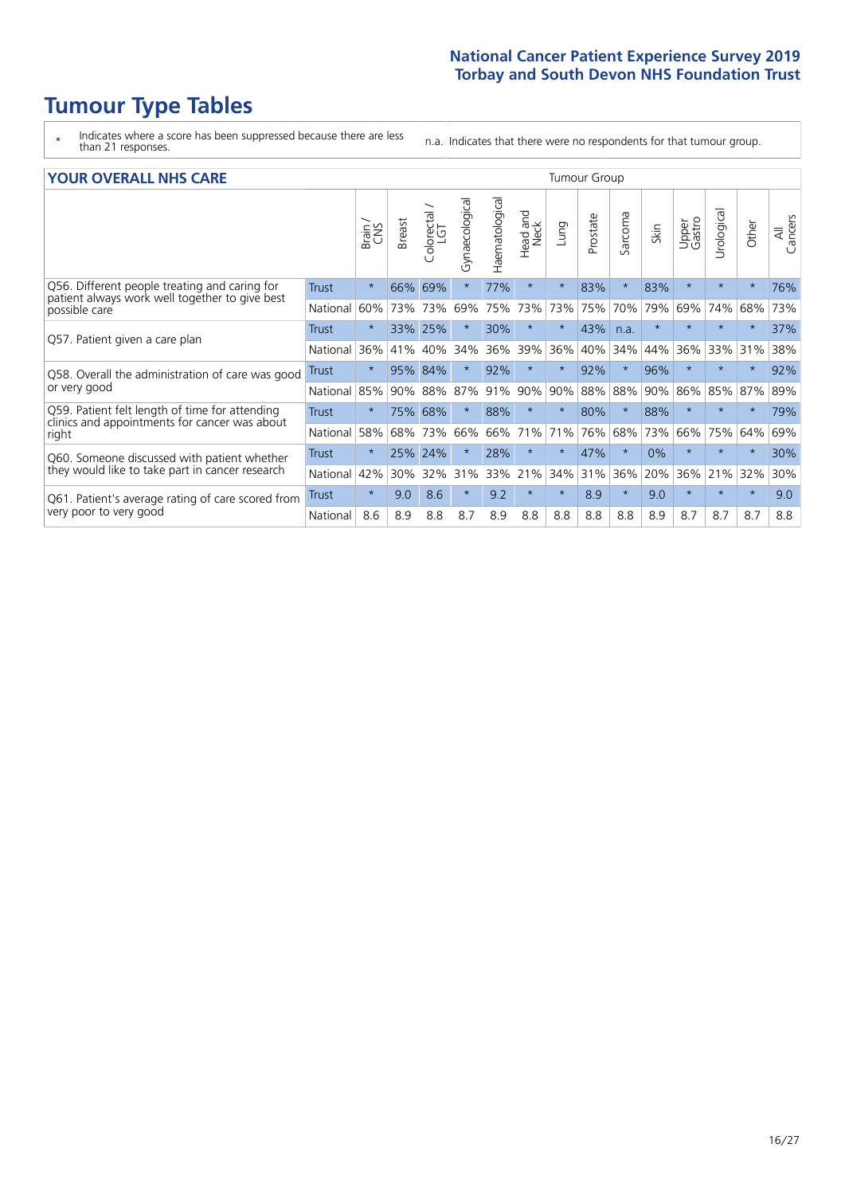# Tumour Type Tables

\* Indicates where a score has been suppressed because there are less than 21 responses.

n.a. Indicates that there were no respondents for that tumour group.

## YOUR OVERALL NHS CARE

| | | Brain / CNS | Breast | Colorectal / LGT | Gynaecological | Haematological | Head and Neck | Lung | Prostate | Sarcoma | Skin | Upper Gastro | Urological | Other | All Cancers |
|---|---|---|---|---|---|---|---|---|---|---|---|---|---|---|---|
| Q56. Different people treating and caring for patient always work well together to give best possible care | Trust | * | 66% | 69% | * | 77% | * | * | 83% | * | 83% | * | * | * | 76% |
| | National | 60% | 73% | 73% | 69% | 75% | 73% | 73% | 75% | 70% | 79% | 69% | 74% | 68% | 73% |
| Q57. Patient given a care plan | Trust | * | 33% | 25% | * | 30% | * | * | 43% | n.a. | * | * | * | * | 37% |
| | National | 36% | 41% | 40% | 34% | 36% | 39% | 36% | 40% | 34% | 44% | 36% | 33% | 31% | 38% |
| Q58. Overall the administration of care was good or very good | Trust | * | 95% | 84% | * | 92% | * | * | 92% | * | 96% | * | * | * | 92% |
| | National | 85% | 90% | 88% | 87% | 91% | 90% | 90% | 88% | 88% | 90% | 86% | 85% | 87% | 89% |
| Q59. Patient felt length of time for attending clinics and appointments for cancer was about right | Trust | * | 75% | 68% | * | 88% | * | * | 80% | * | 88% | * | * | * | 79% |
| | National | 58% | 68% | 73% | 66% | 66% | 71% | 71% | 76% | 68% | 73% | 66% | 75% | 64% | 69% |
| Q60. Someone discussed with patient whether they would like to take part in cancer research | Trust | * | 25% | 24% | * | 28% | * | * | 47% | * | 0% | * | * | * | 30% |
| | National | 42% | 30% | 32% | 31% | 33% | 21% | 34% | 31% | 36% | 20% | 36% | 21% | 32% | 30% |
| Q61. Patient's average rating of care scored from very poor to very good | Trust | * | 9.0 | 8.6 | * | 9.2 | * | * | 8.9 | * | 9.0 | * | * | * | 9.0 |
| | National | 8.6 | 8.9 | 8.8 | 8.7 | 8.9 | 8.8 | 8.8 | 8.8 | 8.8 | 8.9 | 8.7 | 8.7 | 8.7 | 8.8 |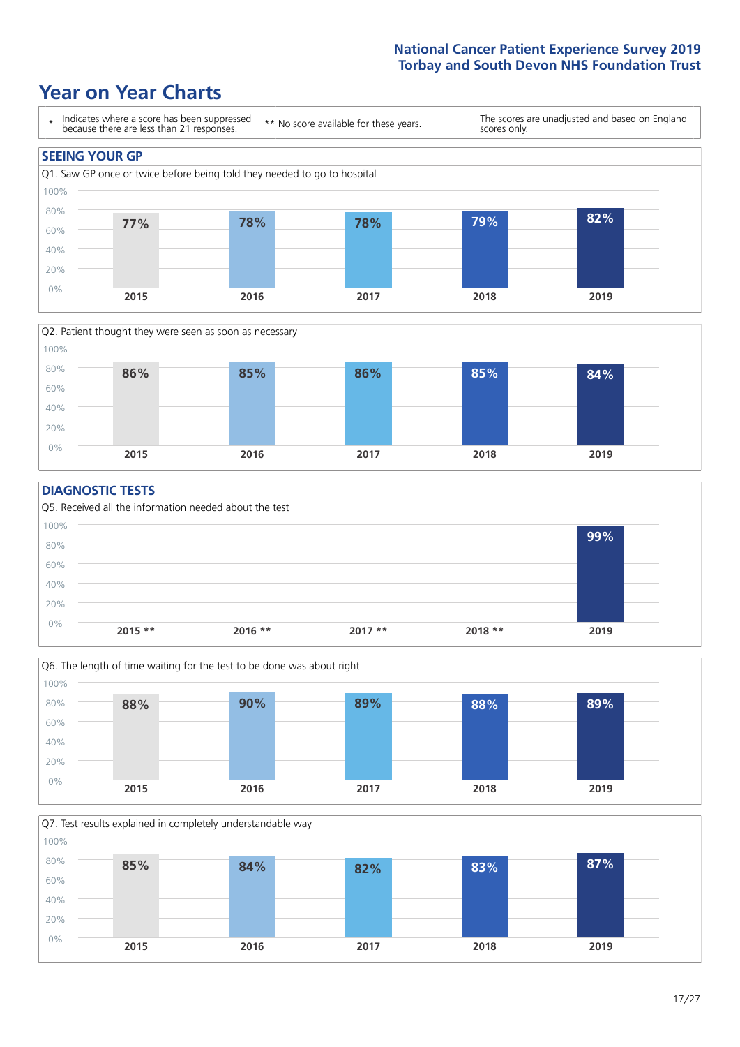# Year on Year Charts

\* Indicates where a score has been suppressed because there are less than 21 responses.

** No score available for these years.

The scores are unadjusted and based on England scores only.

## SEEING YOUR GP

Q1. Saw GP once or twice before being told they needed to go to hospital

| 2015 | 2016 | 2017 | 2018 | 2019 |
|---|---|---|---|---|
| 77% | 78% | 78% | 79% | 82% |

Q2. Patient thought they were seen as soon as necessary

| 2015 | 2016 | 2017 | 2018 | 2019 |
|---|---|---|---|---|
| 86% | 85% | 86% | 85% | 84% |

## DIAGNOSTIC TESTS

Q5. Received all the information needed about the test

| 2015 ** | 2016 ** | 2017 ** | 2018 ** | 2019 |
|---|---|---|---|---|
| | | | | 99% |

Q6. The length of time waiting for the test to be done was about right

| 2015 | 2016 | 2017 | 2018 | 2019 |
|---|---|---|---|---|
| 88% | 90% | 89% | 88% | 89% |

Q7. Test results explained in completely understandable way

| 2015 | 2016 | 2017 | 2018 | 2019 |
|---|---|---|---|---|
| 85% | 84% | 82% | 83% | 87% |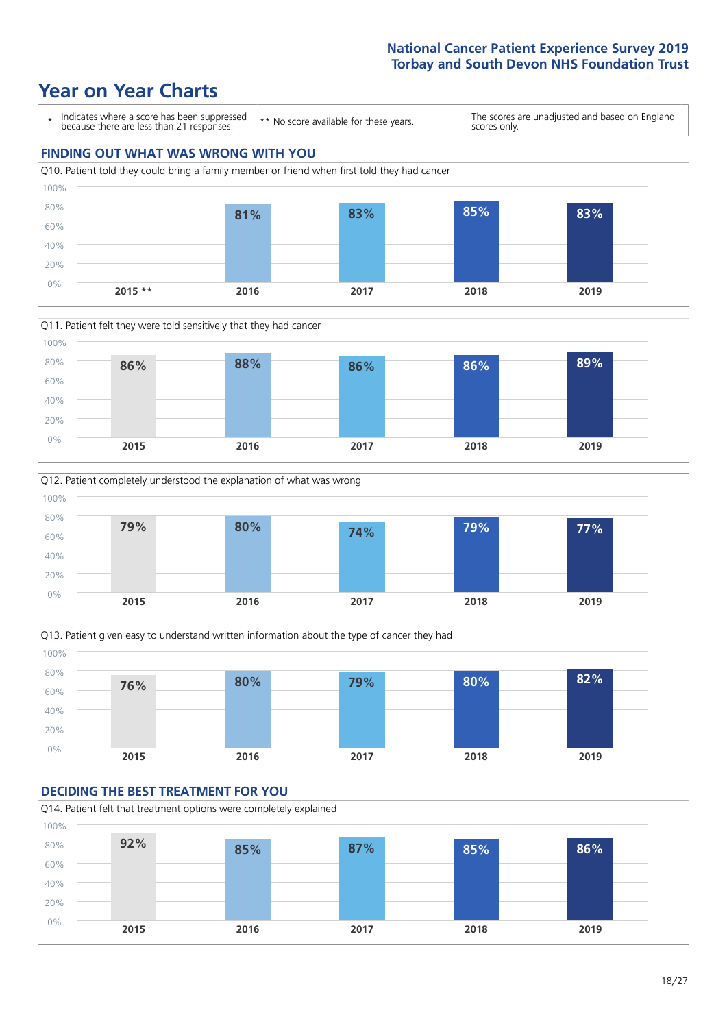# Year on Year Charts

\* Indicates where a score has been suppressed because there are less than 21 responses.

** No score available for these years.

The scores are unadjusted and based on England scores only.

## FINDING OUT WHAT WAS WRONG WITH YOU

Q10. Patient told they could bring a family member or friend when first told they had cancer

| 2015 ** | 2016 | 2017 | 2018 | 2019 |
|---|---|---|---|---|
|  | 81% | 83% | 85% | 83% |

Q11. Patient felt they were told sensitively that they had cancer

| 2015 | 2016 | 2017 | 2018 | 2019 |
|---|---|---|---|---|
| 86% | 88% | 86% | 86% | 89% |

Q12. Patient completely understood the explanation of what was wrong

| 2015 | 2016 | 2017 | 2018 | 2019 |
|---|---|---|---|---|
| 79% | 80% | 74% | 79% | 77% |

Q13. Patient given easy to understand written information about the type of cancer they had

| 2015 | 2016 | 2017 | 2018 | 2019 |
|---|---|---|---|---|
| 76% | 80% | 79% | 80% | 82% |

## DECIDING THE BEST TREATMENT FOR YOU

Q14. Patient felt that treatment options were completely explained

| 2015 | 2016 | 2017 | 2018 | 2019 |
|---|---|---|---|---|
| 92% | 85% | 87% | 85% | 86% |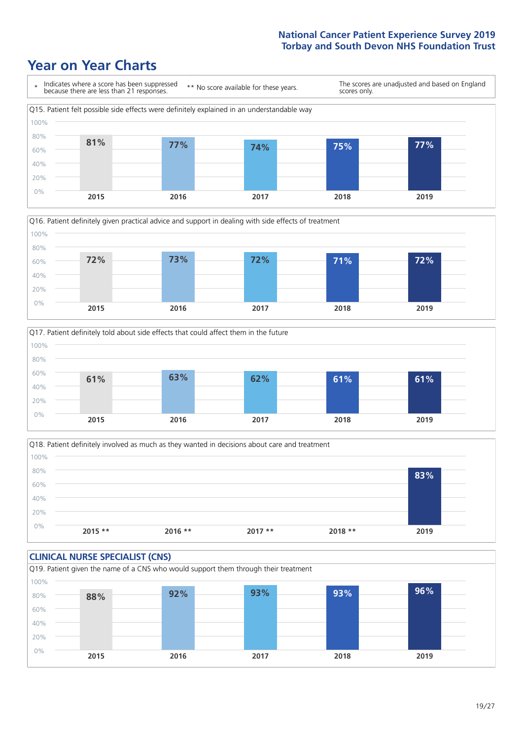# Year on Year Charts

\* Indicates where a score has been suppressed because there are less than 21 responses.

** No score available for these years.

The scores are unadjusted and based on England scores only.

Q15. Patient felt possible side effects were definitely explained in an understandable way

| 2015 | 2016 | 2017 | 2018 | 2019 |
|---|---|---|---|---|
| 81% | 77% | 74% | 75% | 77% |

Q16. Patient definitely given practical advice and support in dealing with side effects of treatment

| 2015 | 2016 | 2017 | 2018 | 2019 |
|---|---|---|---|---|
| 72% | 73% | 72% | 71% | 72% |

Q17. Patient definitely told about side effects that could affect them in the future

| 2015 | 2016 | 2017 | 2018 | 2019 |
|---|---|---|---|---|
| 61% | 63% | 62% | 61% | 61% |

Q18. Patient definitely involved as much as they wanted in decisions about care and treatment

| 2015 ** | 2016 ** | 2017 ** | 2018 ** | 2019 |
|---|---|---|---|---|
| | | | | 83% |

## CLINICAL NURSE SPECIALIST (CNS)

Q19. Patient given the name of a CNS who would support them through their treatment

| 2015 | 2016 | 2017 | 2018 | 2019 |
|---|---|---|---|---|
| 88% | 92% | 93% | 93% | 96% |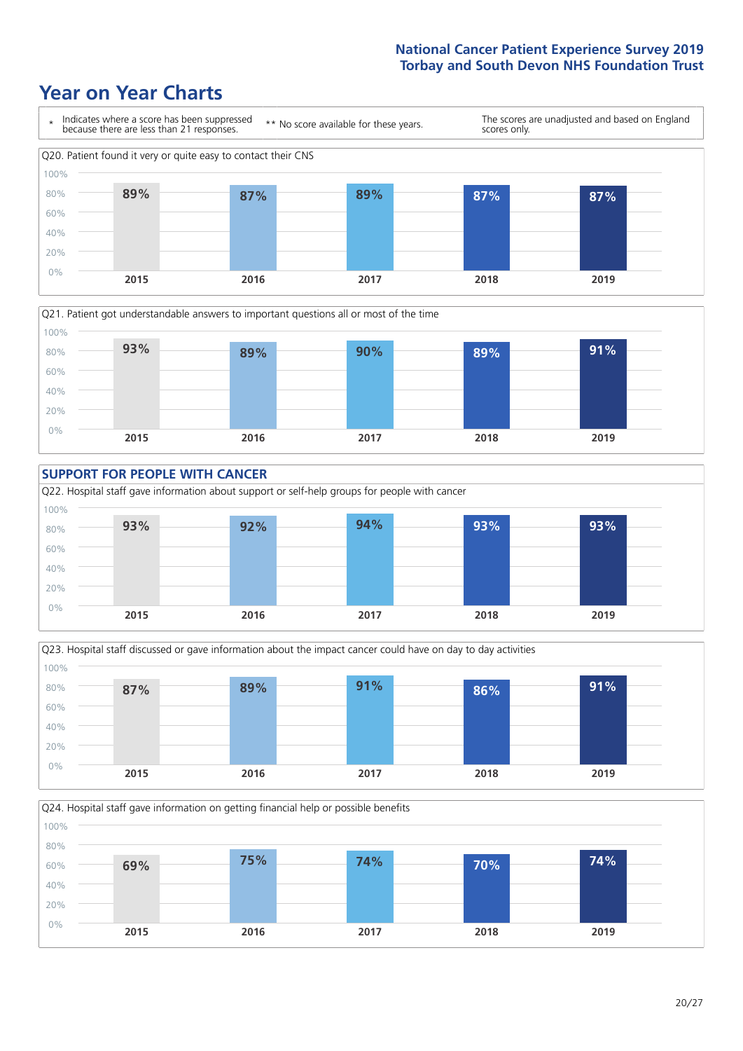## Year on Year Charts

\* Indicates where a score has been suppressed because there are less than 21 responses. ** No score available for these years. The scores are unadjusted and based on England scores only.

Q20. Patient found it very or quite easy to contact their CNS

| 2015 | 2016 | 2017 | 2018 | 2019 |
|---|---|---|---|---|
| 89% | 87% | 89% | 87% | 87% |

Q21. Patient got understandable answers to important questions all or most of the time

| 2015 | 2016 | 2017 | 2018 | 2019 |
|---|---|---|---|---|
| 93% | 89% | 90% | 89% | 91% |

### SUPPORT FOR PEOPLE WITH CANCER

Q22. Hospital staff gave information about support or self-help groups for people with cancer

| 2015 | 2016 | 2017 | 2018 | 2019 |
|---|---|---|---|---|
| 93% | 92% | 94% | 93% | 93% |

Q23. Hospital staff discussed or gave information about the impact cancer could have on day to day activities

| 2015 | 2016 | 2017 | 2018 | 2019 |
|---|---|---|---|---|
| 87% | 89% | 91% | 86% | 91% |

Q24. Hospital staff gave information on getting financial help or possible benefits

| 2015 | 2016 | 2017 | 2018 | 2019 |
|---|---|---|---|---|
| 69% | 75% | 74% | 70% | 74% |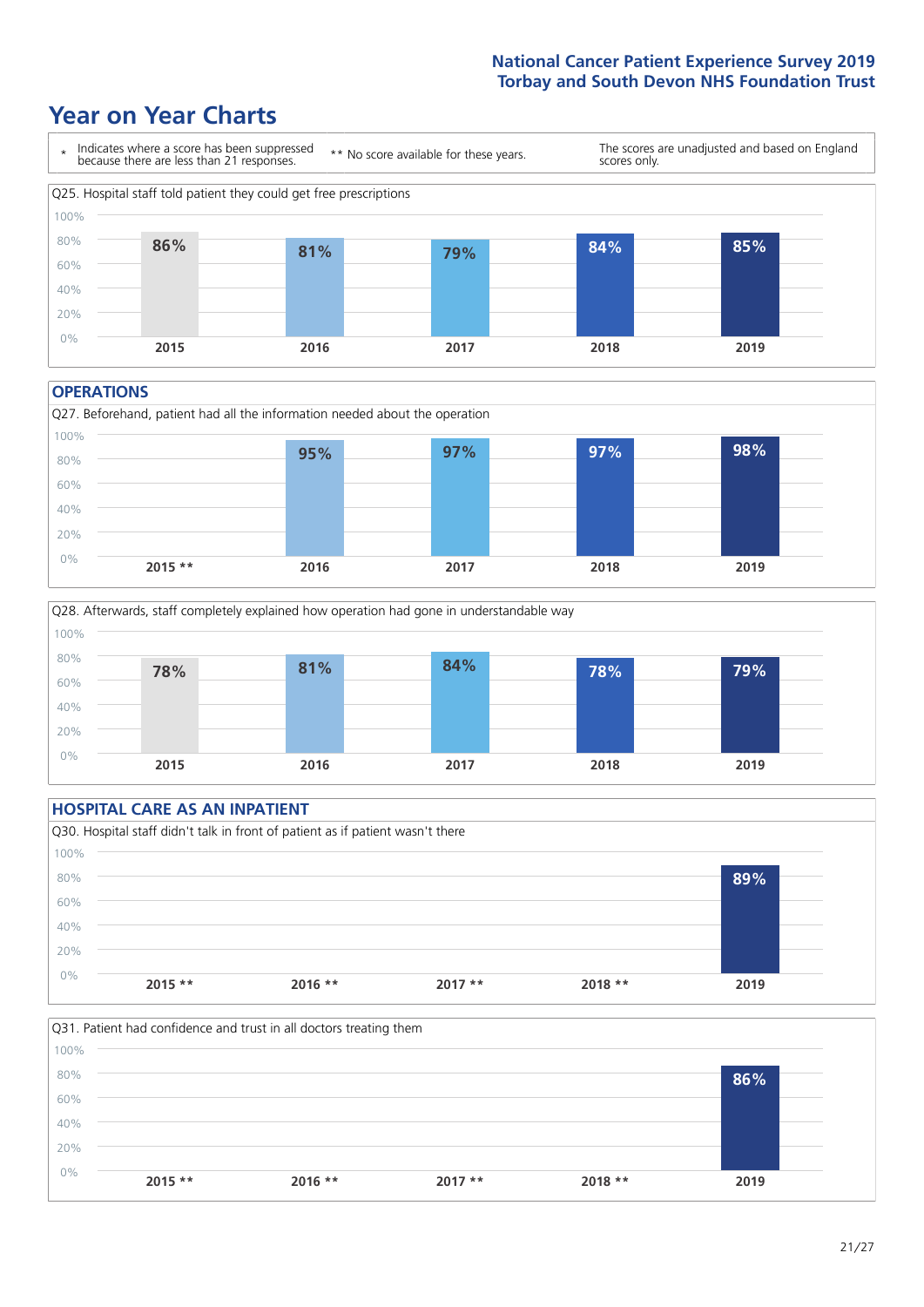# Year on Year Charts

\* Indicates where a score has been suppressed because there are less than 21 responses.

\*\* No score available for these years.

The scores are unadjusted and based on England scores only.

Q25. Hospital staff told patient they could get free prescriptions

| 2015 | 2016 | 2017 | 2018 | 2019 |
|---|---|---|---|---|
| 86% | 81% | 79% | 84% | 85% |

## OPERATIONS

Q27. Beforehand, patient had all the information needed about the operation

| 2015 ** | 2016 | 2017 | 2018 | 2019 |
|---|---|---|---|---|
| | 95% | 97% | 97% | 98% |

Q28. Afterwards, staff completely explained how operation had gone in understandable way

| 2015 | 2016 | 2017 | 2018 | 2019 |
|---|---|---|---|---|
| 78% | 81% | 84% | 78% | 79% |

## HOSPITAL CARE AS AN INPATIENT

Q30. Hospital staff didn't talk in front of patient as if patient wasn't there

| 2015 ** | 2016 ** | 2017 ** | 2018 ** | 2019 |
|---|---|---|---|---|
| | | | | 89% |

Q31. Patient had confidence and trust in all doctors treating them

| 2015 ** | 2016 ** | 2017 ** | 2018 ** | 2019 |
|---|---|---|---|---|
| | | | | 86% |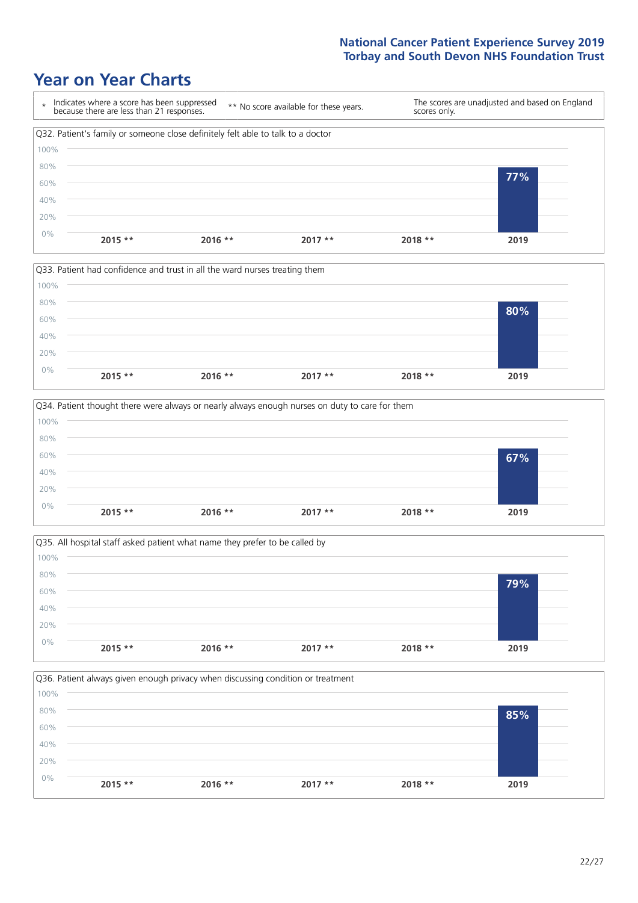## Year on Year Charts

\* Indicates where a score has been suppressed because there are less than 21 responses.

** No score available for these years.

The scores are unadjusted and based on England scores only.

Q32. Patient's family or someone close definitely felt able to talk to a doctor

| 2015 ** | 2016 ** | 2017 ** | 2018 ** | 2019 |
|---|---|---|---|---|
| | | | | 77% |

Q33. Patient had confidence and trust in all the ward nurses treating them

| 2015 ** | 2016 ** | 2017 ** | 2018 ** | 2019 |
|---|---|---|---|---|
| | | | | 80% |

Q34. Patient thought there were always or nearly always enough nurses on duty to care for them

| 2015 ** | 2016 ** | 2017 ** | 2018 ** | 2019 |
|---|---|---|---|---|
| | | | | 67% |

Q35. All hospital staff asked patient what name they prefer to be called by

| 2015 ** | 2016 ** | 2017 ** | 2018 ** | 2019 |
|---|---|---|---|---|
| | | | | 79% |

Q36. Patient always given enough privacy when discussing condition or treatment

| 2015 ** | 2016 ** | 2017 ** | 2018 ** | 2019 |
|---|---|---|---|---|
| | | | | 85% |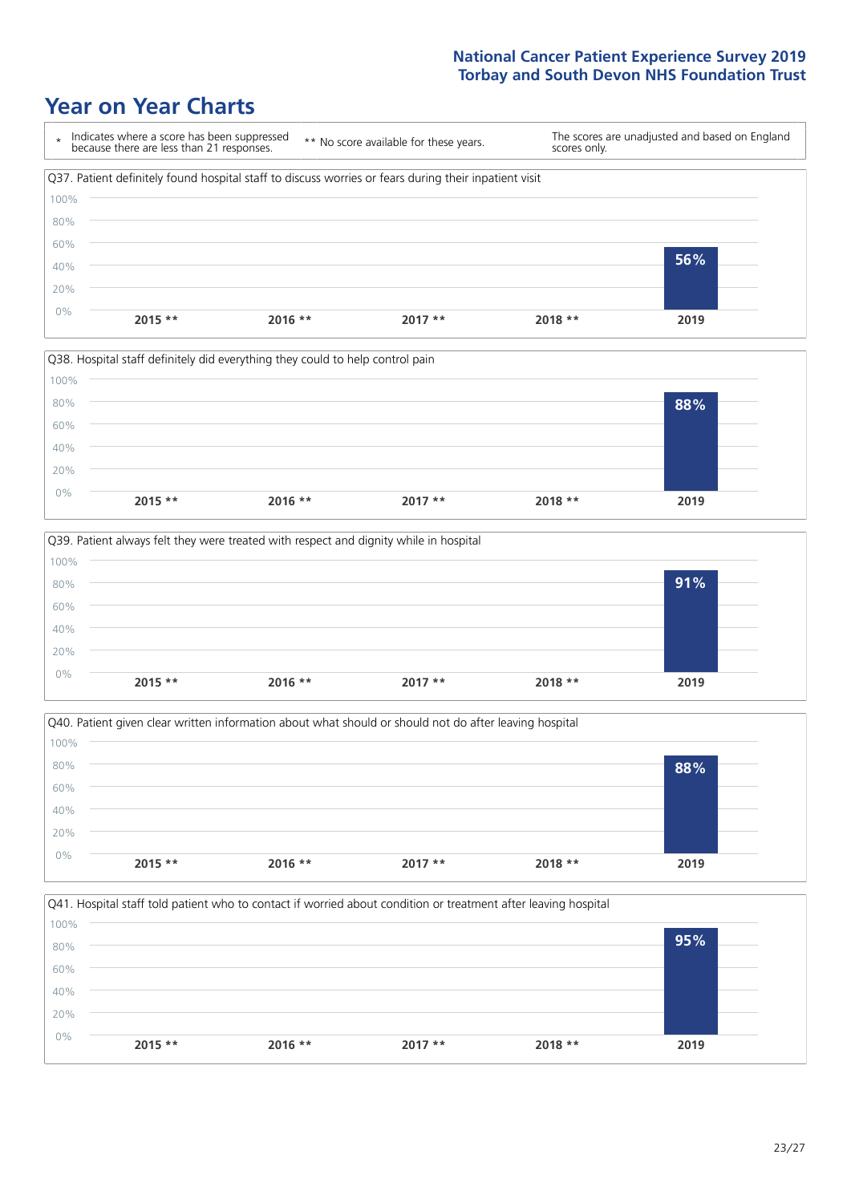# Year on Year Charts

\* Indicates where a score has been suppressed because there are less than 21 responses. ** No score available for these years. The scores are unadjusted and based on England scores only.

Q37. Patient definitely found hospital staff to discuss worries or fears during their inpatient visit

| 2015 ** | 2016 ** | 2017 ** | 2018 ** | 2019 |
|---|---|---|---|---|
| | | | | 56% |

Q38. Hospital staff definitely did everything they could to help control pain

| 2015 ** | 2016 ** | 2017 ** | 2018 ** | 2019 |
|---|---|---|---|---|
| | | | | 88% |

Q39. Patient always felt they were treated with respect and dignity while in hospital

| 2015 ** | 2016 ** | 2017 ** | 2018 ** | 2019 |
|---|---|---|---|---|
| | | | | 91% |

Q40. Patient given clear written information about what should or should not do after leaving hospital

| 2015 ** | 2016 ** | 2017 ** | 2018 ** | 2019 |
|---|---|---|---|---|
| | | | | 88% |

Q41. Hospital staff told patient who to contact if worried about condition or treatment after leaving hospital

| 2015 ** | 2016 ** | 2017 ** | 2018 ** | 2019 |
|---|---|---|---|---|
| | | | | 95% |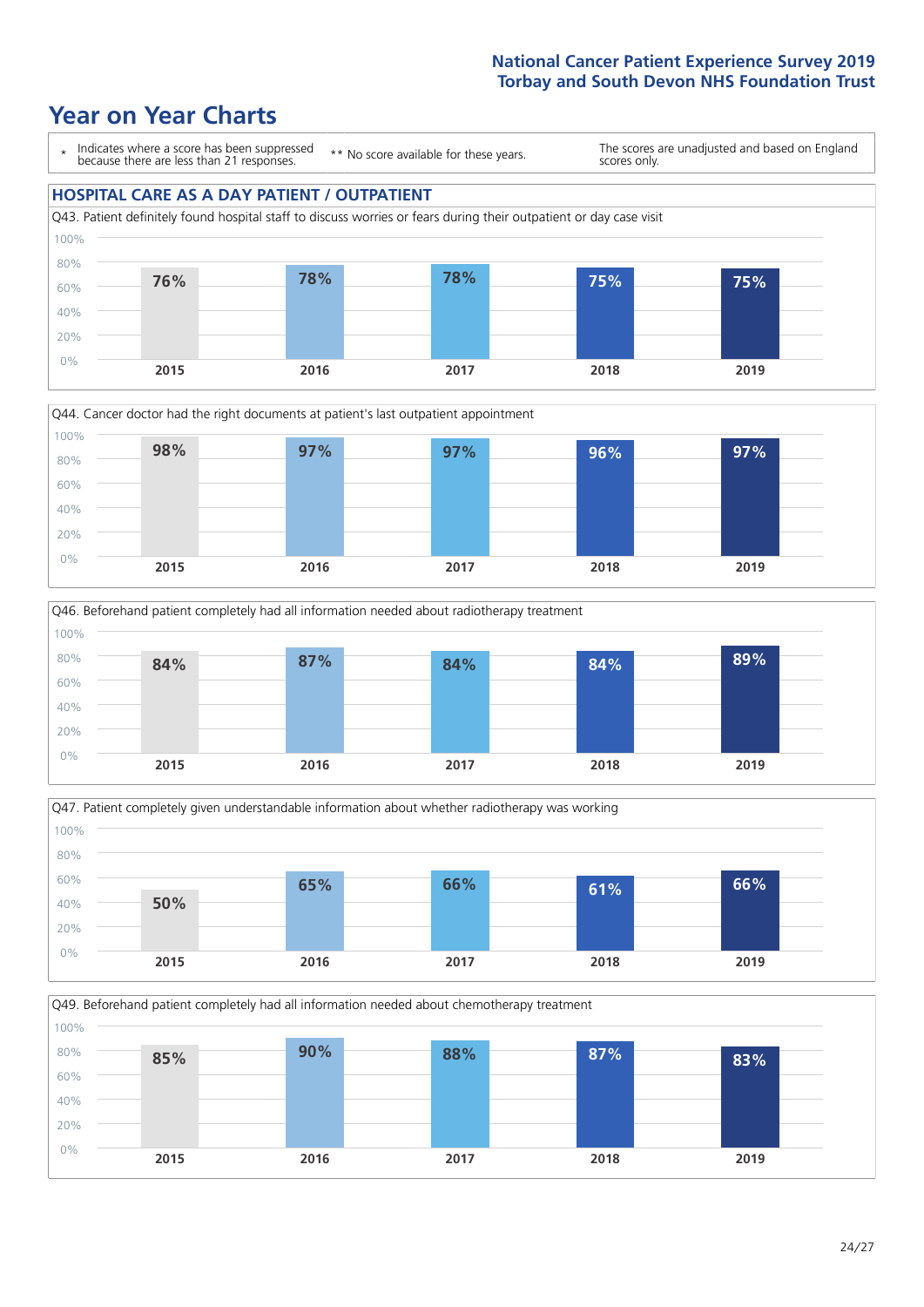# Year on Year Charts

\* Indicates where a score has been suppressed because there are less than 21 responses.

\*\* No score available for these years.

The scores are unadjusted and based on England scores only.

## HOSPITAL CARE AS A DAY PATIENT / OUTPATIENT

Q43. Patient definitely found hospital staff to discuss worries or fears during their outpatient or day case visit

| 2015 | 2016 | 2017 | 2018 | 2019 |
|---|---|---|---|---|
| 76% | 78% | 78% | 75% | 75% |

Q44. Cancer doctor had the right documents at patient's last outpatient appointment

| 2015 | 2016 | 2017 | 2018 | 2019 |
|---|---|---|---|---|
| 98% | 97% | 97% | 96% | 97% |

Q46. Beforehand patient completely had all information needed about radiotherapy treatment

| 2015 | 2016 | 2017 | 2018 | 2019 |
|---|---|---|---|---|
| 84% | 87% | 84% | 84% | 89% |

Q47. Patient completely given understandable information about whether radiotherapy was working

| 2015 | 2016 | 2017 | 2018 | 2019 |
|---|---|---|---|---|
| 50% | 65% | 66% | 61% | 66% |

Q49. Beforehand patient completely had all information needed about chemotherapy treatment

| 2015 | 2016 | 2017 | 2018 | 2019 |
|---|---|---|---|---|
| 85% | 90% | 88% | 87% | 83% |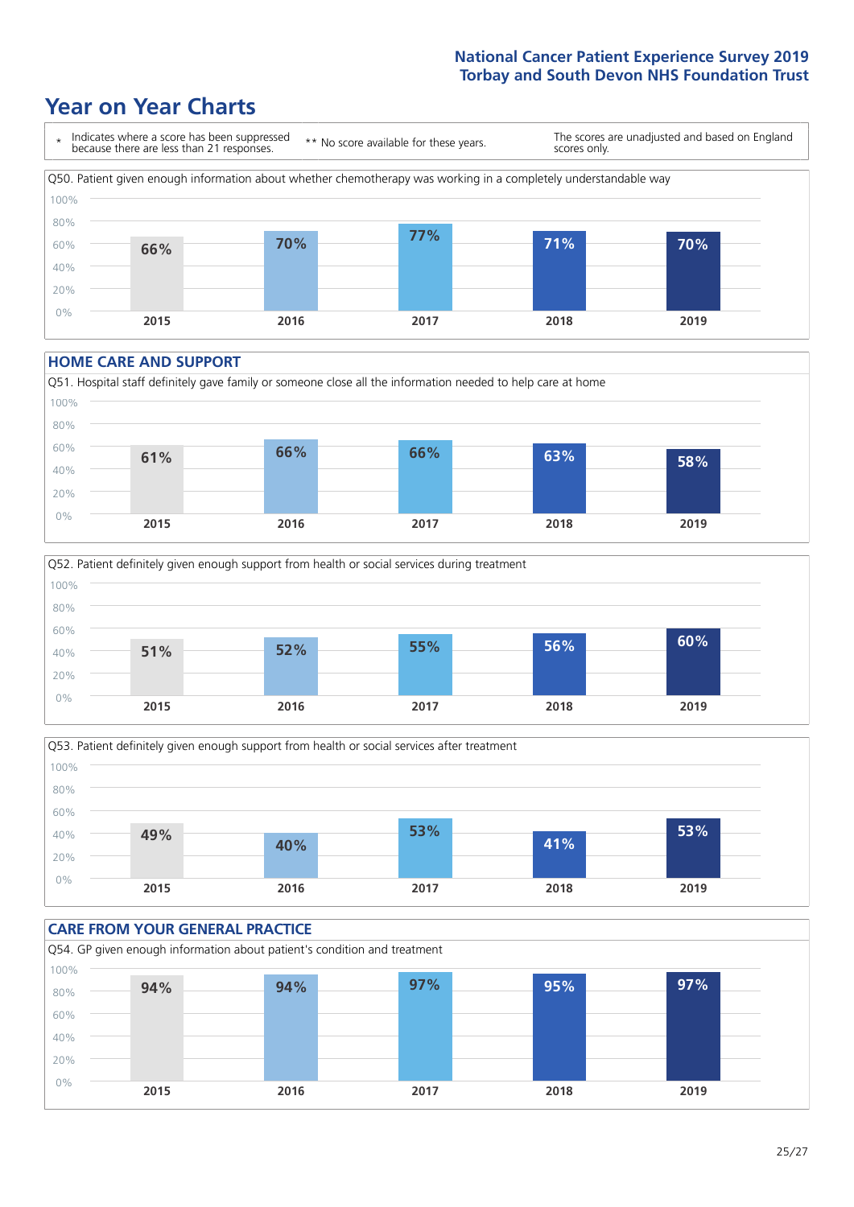# Year on Year Charts

\* Indicates where a score has been suppressed because there are less than 21 responses.

** No score available for these years.

The scores are unadjusted and based on England scores only.

Q50. Patient given enough information about whether chemotherapy was working in a completely understandable way

| 2015 | 2016 | 2017 | 2018 | 2019 |
|---|---|---|---|---|
| 66% | 70% | 77% | 71% | 70% |

## HOME CARE AND SUPPORT

Q51. Hospital staff definitely gave family or someone close all the information needed to help care at home

| 2015 | 2016 | 2017 | 2018 | 2019 |
|---|---|---|---|---|
| 61% | 66% | 66% | 63% | 58% |

Q52. Patient definitely given enough support from health or social services during treatment

| 2015 | 2016 | 2017 | 2018 | 2019 |
|---|---|---|---|---|
| 51% | 52% | 55% | 56% | 60% |

Q53. Patient definitely given enough support from health or social services after treatment

| 2015 | 2016 | 2017 | 2018 | 2019 |
|---|---|---|---|---|
| 49% | 40% | 53% | 41% | 53% |

## CARE FROM YOUR GENERAL PRACTICE

Q54. GP given enough information about patient's condition and treatment

| 2015 | 2016 | 2017 | 2018 | 2019 |
|---|---|---|---|---|
| 94% | 94% | 97% | 95% | 97% |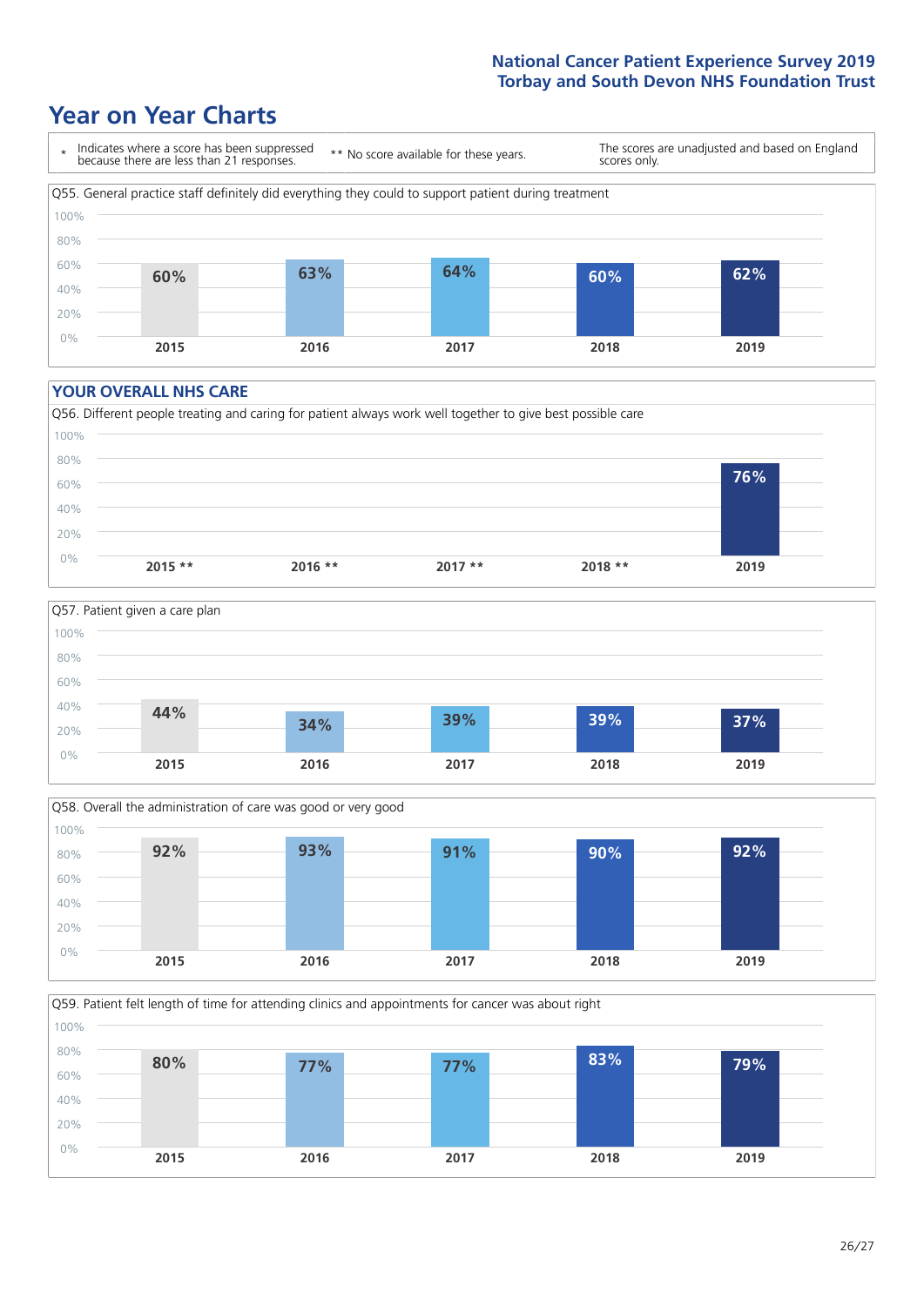# Year on Year Charts

\* Indicates where a score has been suppressed because there are less than 21 responses.

\*\* No score available for these years.

The scores are unadjusted and based on England scores only.

Q55. General practice staff definitely did everything they could to support patient during treatment

| 2015 | 2016 | 2017 | 2018 | 2019 |
|---|---|---|---|---|
| 60% | 63% | 64% | 60% | 62% |

## YOUR OVERALL NHS CARE

Q56. Different people treating and caring for patient always work well together to give best possible care

| 2015 ** | 2016 ** | 2017 ** | 2018 ** | 2019 |
|---|---|---|---|---|
| | | | | 76% |

Q57. Patient given a care plan

| 2015 | 2016 | 2017 | 2018 | 2019 |
|---|---|---|---|---|
| 44% | 34% | 39% | 39% | 37% |

Q58. Overall the administration of care was good or very good

| 2015 | 2016 | 2017 | 2018 | 2019 |
|---|---|---|---|---|
| 92% | 93% | 91% | 90% | 92% |

Q59. Patient felt length of time for attending clinics and appointments for cancer was about right

| 2015 | 2016 | 2017 | 2018 | 2019 |
|---|---|---|---|---|
| 80% | 77% | 77% | 83% | 79% |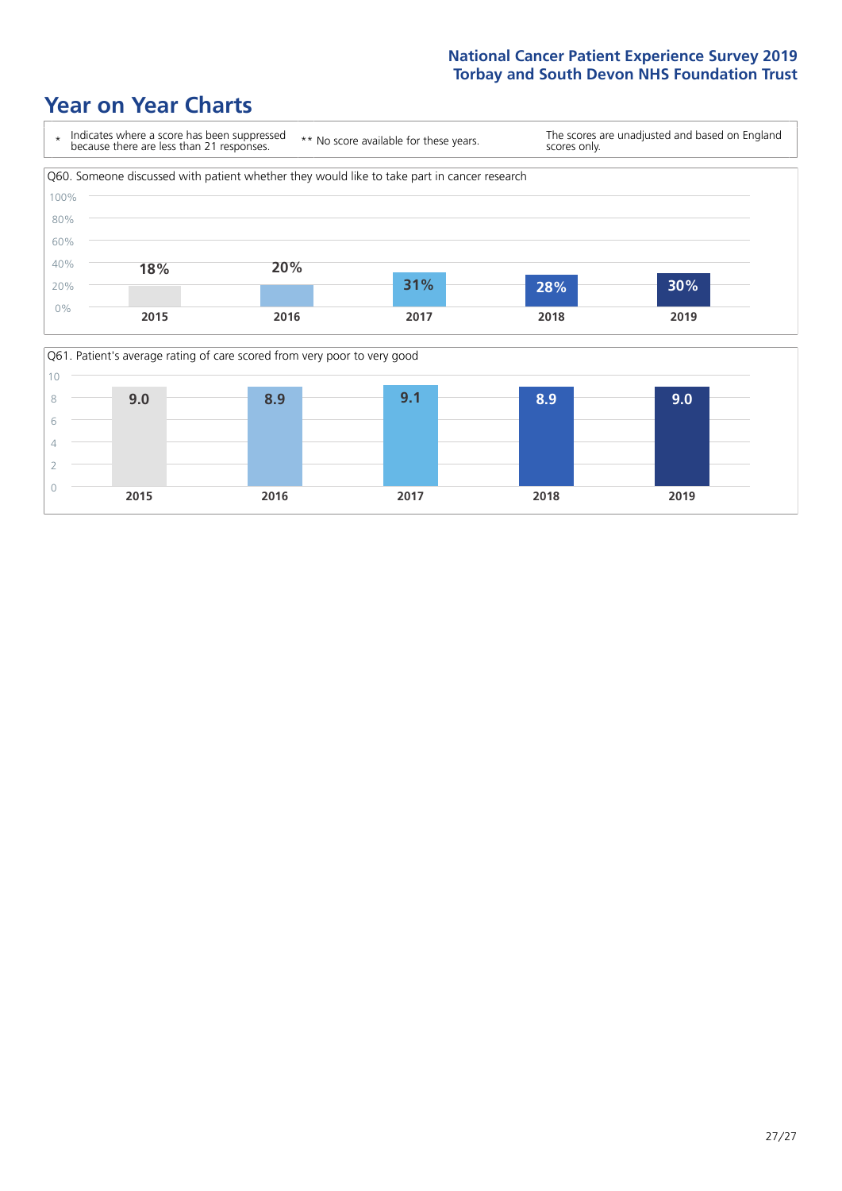# Year on Year Charts

\* Indicates where a score has been suppressed because there are less than 21 responses.

** No score available for these years.

The scores are unadjusted and based on England scores only.

Q60. Someone discussed with patient whether they would like to take part in cancer research

100%
80%
60%
40%
20%
0%

18% 2015
20% 2016
31% 2017
28% 2018
30% 2019

Q61. Patient's average rating of care scored from very poor to very good

10
8
6
4
2
0

9.0 2015
8.9 2016
9.1 2017
8.9 2018
9.0 2019